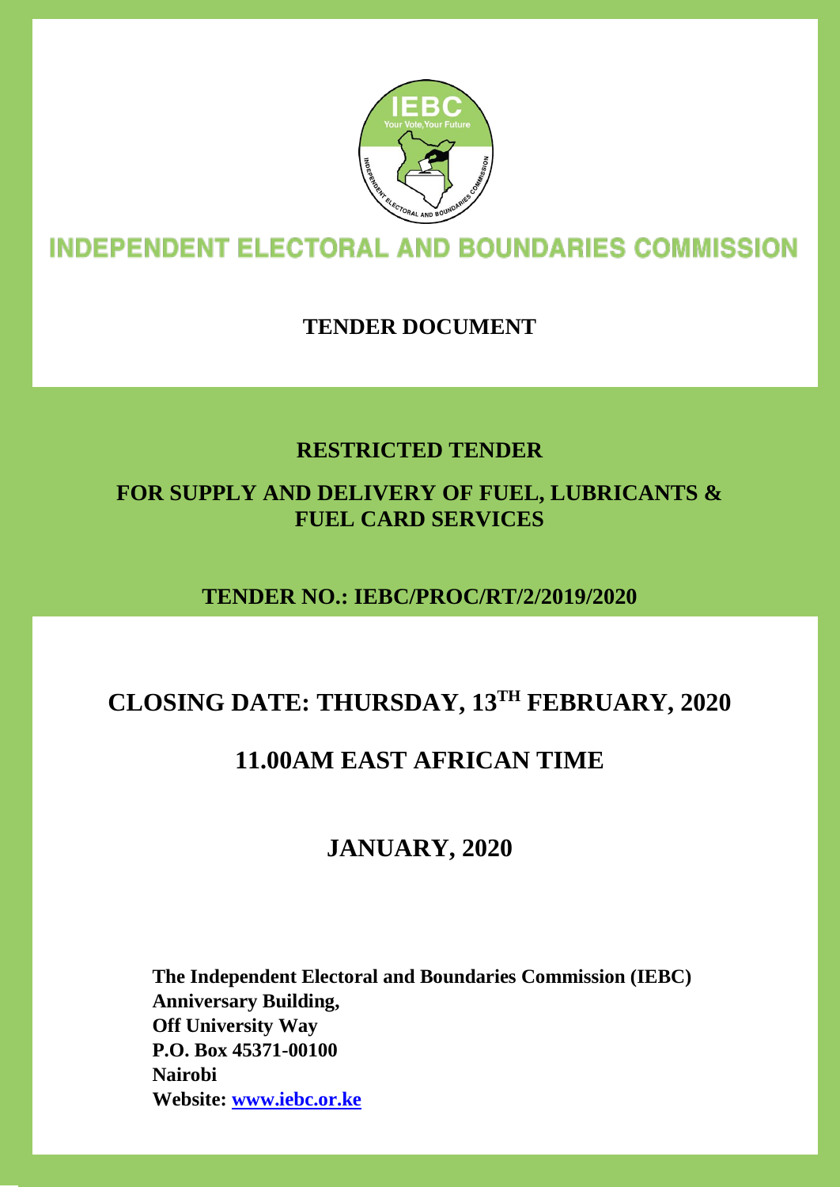# INDEPENDENT ELECTORAL AND BOUNDARIES COMMISSION

## TENDER DOCUMENT

## RESTRICTED TENDER

## FOR SUPPLY AND DELIVERY OF FUEL, LUBRICANTS & FUEL CARD SERVICES

## TENDER NO.: IEBC/PROC/RT/2/2019/2020

# CLOSING DATE: THURSDAY, 13TH FEBRUARY, 2020

# 11.00AM EAST AFRICAN TIME

## JANUARY, 2020

**The Independent Electoral and Boundaries Commission (IEBC)**
**Anniversary Building,**
**Off University Way**
**P.O. Box 45371-00100**
**Nairobi**
**Website: [www.iebc.or.ke](http://www.iebc.or.ke)**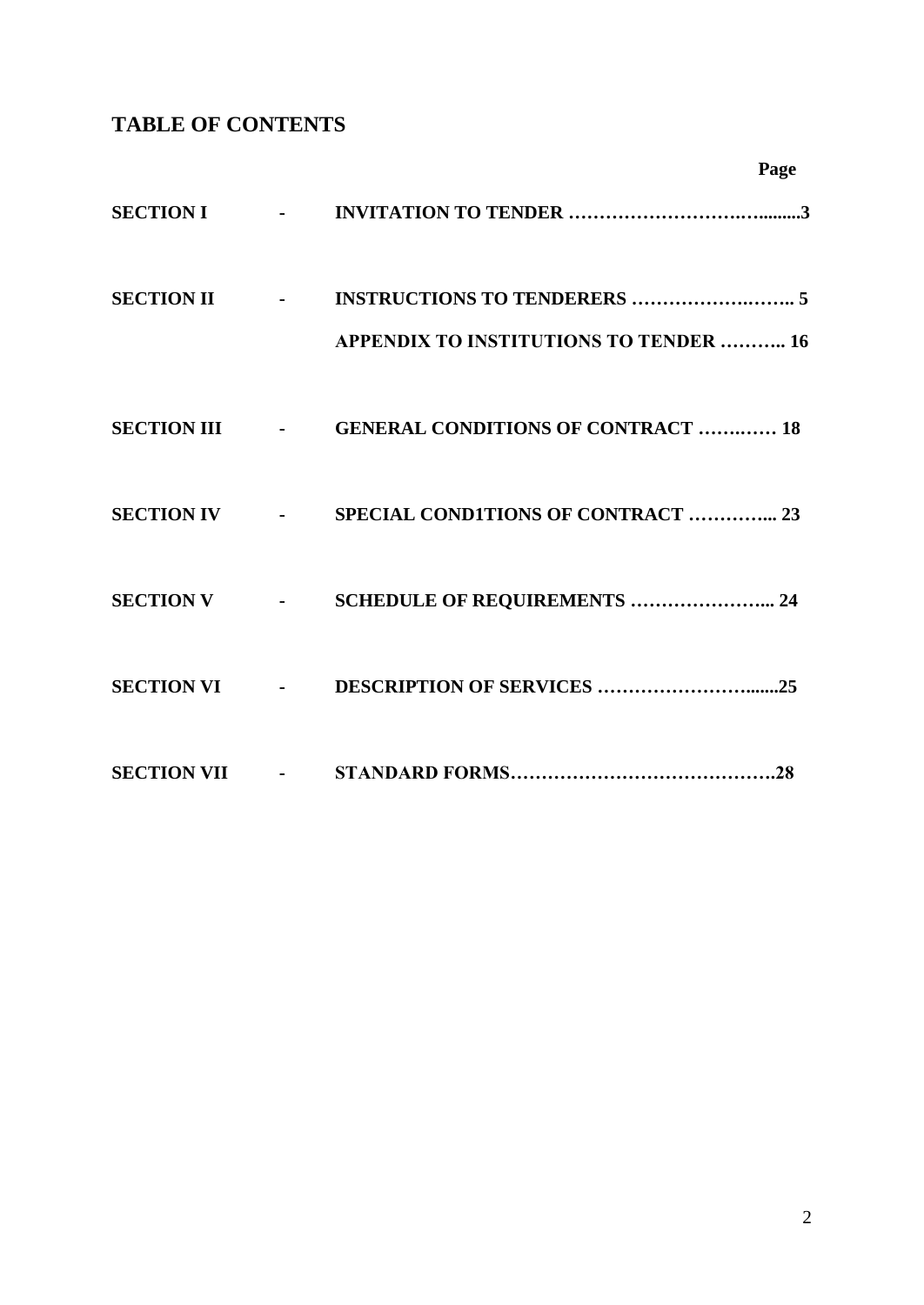## TABLE OF CONTENTS

| | | | Page |
|---|---|---|---|
| **SECTION I** | **-** | **INVITATION TO TENDER** | **3** |
| **SECTION II** | **-** | **INSTRUCTIONS TO TENDERERS** | **5** |
| | | **APPENDIX TO INSTITUTIONS TO TENDER** | **16** |
| **SECTION III** | **-** | **GENERAL CONDITIONS OF CONTRACT** | **18** |
| **SECTION IV** | **-** | **SPECIAL COND1TIONS OF CONTRACT** | **23** |
| **SECTION V** | **-** | **SCHEDULE OF REQUIREMENTS** | **24** |
| **SECTION VI** | **-** | **DESCRIPTION OF SERVICES** | **25** |
| **SECTION VII** | **-** | **STANDARD FORMS** | **28** |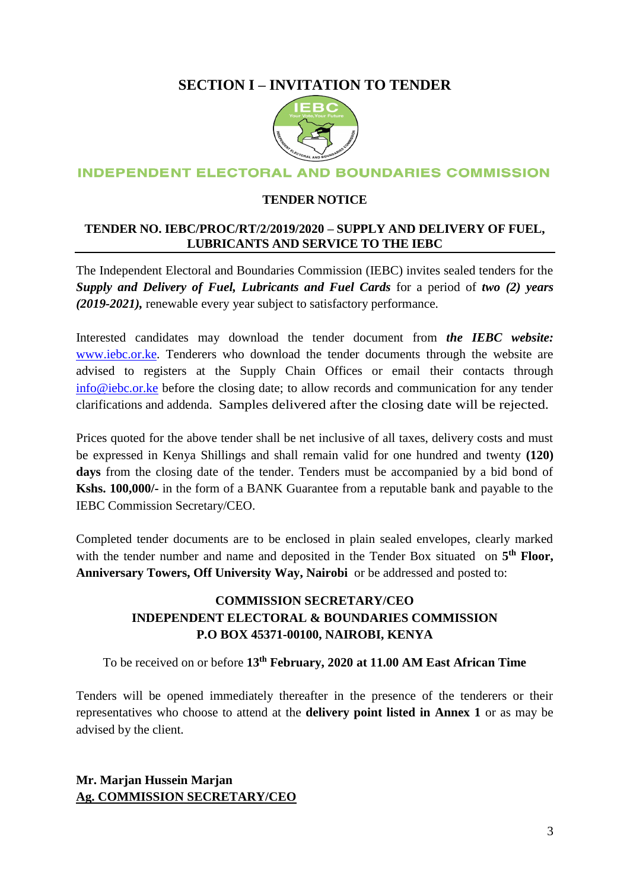# SECTION I – INVITATION TO TENDER

INDEPENDENT ELECTORAL AND BOUNDARIES COMMISSION

## TENDER NOTICE

**TENDER NO. IEBC/PROC/RT/2/2019/2020 – SUPPLY AND DELIVERY OF FUEL, LUBRICANTS AND SERVICE TO THE IEBC**

The Independent Electoral and Boundaries Commission (IEBC) invites sealed tenders for the ***Supply and Delivery of Fuel, Lubricants and Fuel Cards*** for a period of ***two (2) years (2019-2021),*** renewable every year subject to satisfactory performance.

Interested candidates may download the tender document from ***the IEBC website:*** www.iebc.or.ke. Tenderers who download the tender documents through the website are advised to registers at the Supply Chain Offices or email their contacts through info@iebc.or.ke before the closing date; to allow records and communication for any tender clarifications and addenda. Samples delivered after the closing date will be rejected.

Prices quoted for the above tender shall be net inclusive of all taxes, delivery costs and must be expressed in Kenya Shillings and shall remain valid for one hundred and twenty **(120) days** from the closing date of the tender. Tenders must be accompanied by a bid bond of **Kshs. 100,000/-** in the form of a BANK Guarantee from a reputable bank and payable to the IEBC Commission Secretary/CEO.

Completed tender documents are to be enclosed in plain sealed envelopes, clearly marked with the tender number and name and deposited in the Tender Box situated on **5th Floor, Anniversary Towers, Off University Way, Nairobi** or be addressed and posted to:

**COMMISSION SECRETARY/CEO**
**INDEPENDENT ELECTORAL & BOUNDARIES COMMISSION**
**P.O BOX 45371-00100, NAIROBI, KENYA**

To be received on or before **13th February, 2020 at 11.00 AM East African Time**

Tenders will be opened immediately thereafter in the presence of the tenderers or their representatives who choose to attend at the **delivery point listed in Annex 1** or as may be advised by the client.

**Mr. Marjan Hussein Marjan**
**Ag. COMMISSION SECRETARY/CEO**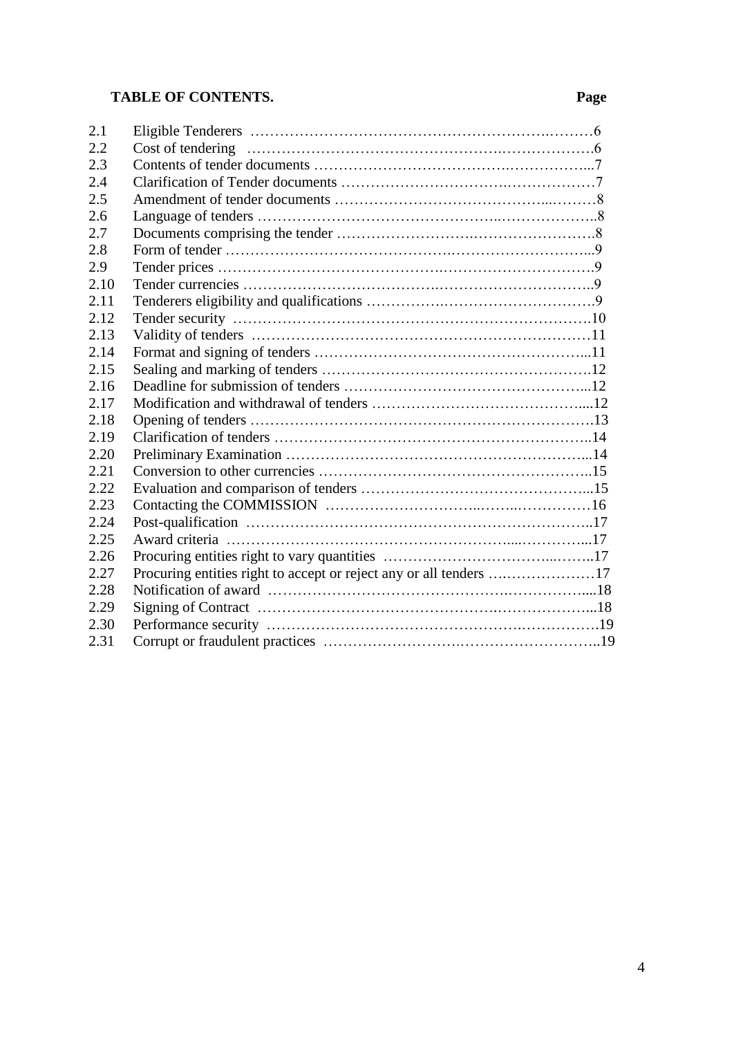**TABLE OF CONTENTS.**

| | | Page |
|---|---|---|
| 2.1 | Eligible Tenderers | 6 |
| 2.2 | Cost of tendering | 6 |
| 2.3 | Contents of tender documents | 7 |
| 2.4 | Clarification of Tender documents | 7 |
| 2.5 | Amendment of tender documents | 8 |
| 2.6 | Language of tenders | 8 |
| 2.7 | Documents comprising the tender | 8 |
| 2.8 | Form of tender | 9 |
| 2.9 | Tender prices | 9 |
| 2.10 | Tender currencies | 9 |
| 2.11 | Tenderers eligibility and qualifications | 9 |
| 2.12 | Tender security | 10 |
| 2.13 | Validity of tenders | 11 |
| 2.14 | Format and signing of tenders | 11 |
| 2.15 | Sealing and marking of tenders | 12 |
| 2.16 | Deadline for submission of tenders | 12 |
| 2.17 | Modification and withdrawal of tenders | 12 |
| 2.18 | Opening of tenders | 13 |
| 2.19 | Clarification of tenders | 14 |
| 2.20 | Preliminary Examination | 14 |
| 2.21 | Conversion to other currencies | 15 |
| 2.22 | Evaluation and comparison of tenders | 15 |
| 2.23 | Contacting the COMMISSION | 16 |
| 2.24 | Post-qualification | 17 |
| 2.25 | Award criteria | 17 |
| 2.26 | Procuring entities right to vary quantities | 17 |
| 2.27 | Procuring entities right to accept or reject any or all tenders | 17 |
| 2.28 | Notification of award | 18 |
| 2.29 | Signing of Contract | 18 |
| 2.30 | Performance security | 19 |
| 2.31 | Corrupt or fraudulent practices | 19 |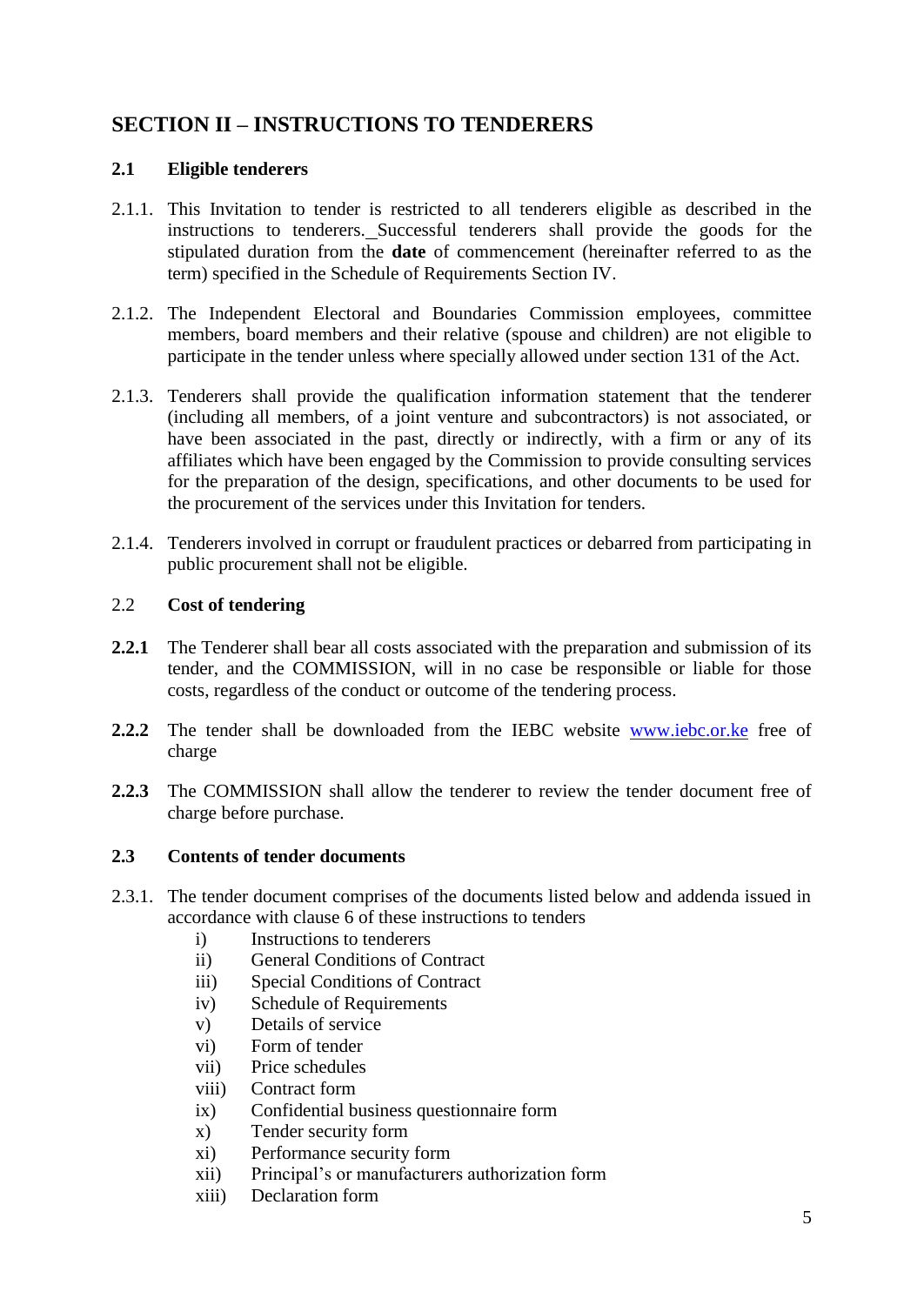## SECTION II – INSTRUCTIONS TO TENDERERS

### 2.1 Eligible tenderers

2.1.1. This Invitation to tender is restricted to all tenderers eligible as described in the instructions to tenderers. Successful tenderers shall provide the goods for the stipulated duration from the **date** of commencement (hereinafter referred to as the term) specified in the Schedule of Requirements Section IV.

2.1.2. The Independent Electoral and Boundaries Commission employees, committee members, board members and their relative (spouse and children) are not eligible to participate in the tender unless where specially allowed under section 131 of the Act.

2.1.3. Tenderers shall provide the qualification information statement that the tenderer (including all members, of a joint venture and subcontractors) is not associated, or have been associated in the past, directly or indirectly, with a firm or any of its affiliates which have been engaged by the Commission to provide consulting services for the preparation of the design, specifications, and other documents to be used for the procurement of the services under this Invitation for tenders.

2.1.4. Tenderers involved in corrupt or fraudulent practices or debarred from participating in public procurement shall not be eligible.

### 2.2 Cost of tendering

**2.2.1** The Tenderer shall bear all costs associated with the preparation and submission of its tender, and the COMMISSION, will in no case be responsible or liable for those costs, regardless of the conduct or outcome of the tendering process.

**2.2.2** The tender shall be downloaded from the IEBC website www.iebc.or.ke free of charge

**2.2.3** The COMMISSION shall allow the tenderer to review the tender document free of charge before purchase.

### 2.3 Contents of tender documents

2.3.1. The tender document comprises of the documents listed below and addenda issued in accordance with clause 6 of these instructions to tenders

- i) Instructions to tenderers
- ii) General Conditions of Contract
- iii) Special Conditions of Contract
- iv) Schedule of Requirements
- v) Details of service
- vi) Form of tender
- vii) Price schedules
- viii) Contract form
- ix) Confidential business questionnaire form
- x) Tender security form
- xi) Performance security form
- xii) Principal's or manufacturers authorization form
- xiii) Declaration form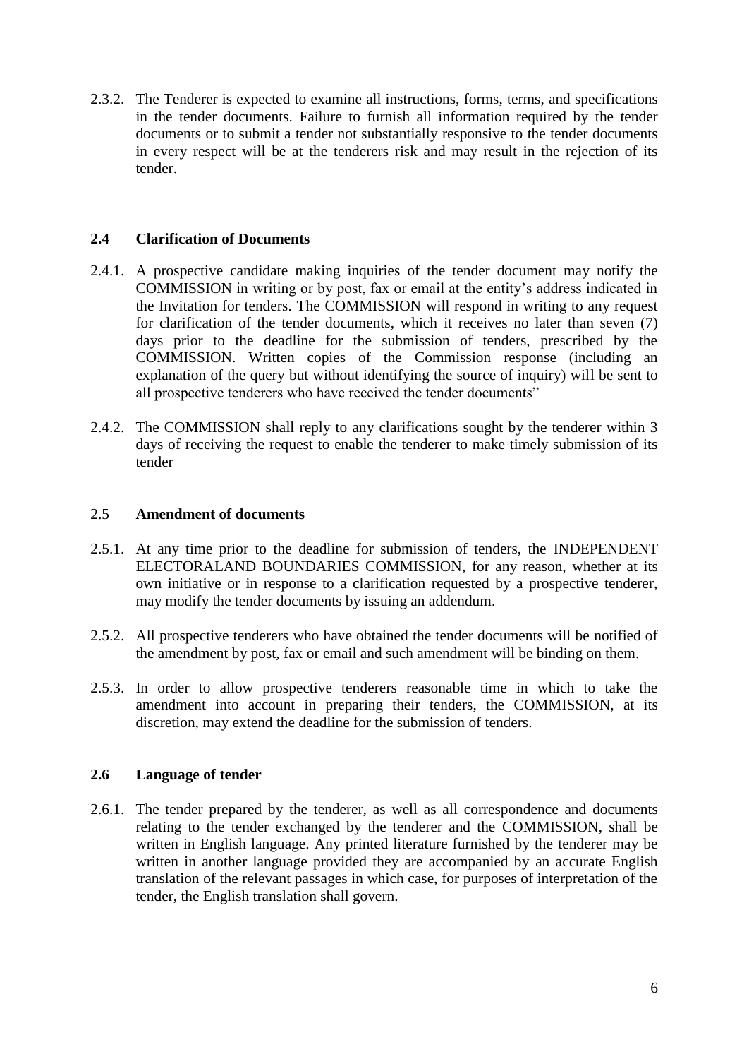2.3.2. The Tenderer is expected to examine all instructions, forms, terms, and specifications in the tender documents. Failure to furnish all information required by the tender documents or to submit a tender not substantially responsive to the tender documents in every respect will be at the tenderers risk and may result in the rejection of its tender.

## 2.4 Clarification of Documents

2.4.1. A prospective candidate making inquiries of the tender document may notify the COMMISSION in writing or by post, fax or email at the entity's address indicated in the Invitation for tenders. The COMMISSION will respond in writing to any request for clarification of the tender documents, which it receives no later than seven (7) days prior to the deadline for the submission of tenders, prescribed by the COMMISSION. Written copies of the Commission response (including an explanation of the query but without identifying the source of inquiry) will be sent to all prospective tenderers who have received the tender documents"

2.4.2. The COMMISSION shall reply to any clarifications sought by the tenderer within 3 days of receiving the request to enable the tenderer to make timely submission of its tender

## 2.5 Amendment of documents

2.5.1. At any time prior to the deadline for submission of tenders, the INDEPENDENT ELECTORALAND BOUNDARIES COMMISSION, for any reason, whether at its own initiative or in response to a clarification requested by a prospective tenderer, may modify the tender documents by issuing an addendum.

2.5.2. All prospective tenderers who have obtained the tender documents will be notified of the amendment by post, fax or email and such amendment will be binding on them.

2.5.3. In order to allow prospective tenderers reasonable time in which to take the amendment into account in preparing their tenders, the COMMISSION, at its discretion, may extend the deadline for the submission of tenders.

## 2.6 Language of tender

2.6.1. The tender prepared by the tenderer, as well as all correspondence and documents relating to the tender exchanged by the tenderer and the COMMISSION, shall be written in English language. Any printed literature furnished by the tenderer may be written in another language provided they are accompanied by an accurate English translation of the relevant passages in which case, for purposes of interpretation of the tender, the English translation shall govern.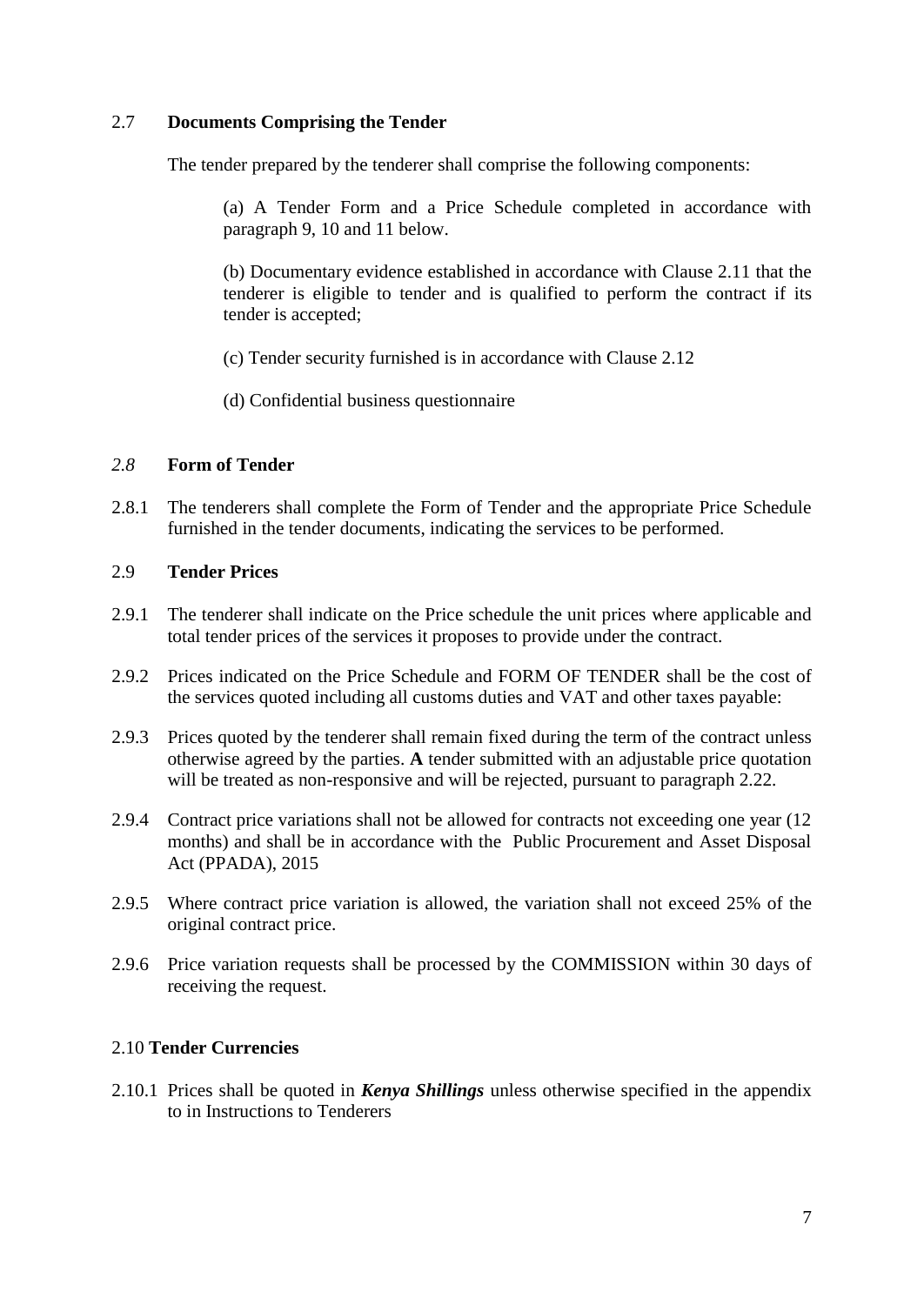### 2.7 **Documents Comprising the Tender**

The tender prepared by the tenderer shall comprise the following components:

(a) A Tender Form and a Price Schedule completed in accordance with paragraph 9, 10 and 11 below.

(b) Documentary evidence established in accordance with Clause 2.11 that the tenderer is eligible to tender and is qualified to perform the contract if its tender is accepted;

(c) Tender security furnished is in accordance with Clause 2.12

(d) Confidential business questionnaire

### *2.8* **Form of Tender**

2.8.1 The tenderers shall complete the Form of Tender and the appropriate Price Schedule furnished in the tender documents, indicating the services to be performed.

### 2.9 **Tender Prices**

2.9.1 The tenderer shall indicate on the Price schedule the unit prices where applicable and total tender prices of the services it proposes to provide under the contract.

2.9.2 Prices indicated on the Price Schedule and FORM OF TENDER shall be the cost of the services quoted including all customs duties and VAT and other taxes payable:

2.9.3 Prices quoted by the tenderer shall remain fixed during the term of the contract unless otherwise agreed by the parties. **A** tender submitted with an adjustable price quotation will be treated as non-responsive and will be rejected, pursuant to paragraph 2.22.

2.9.4 Contract price variations shall not be allowed for contracts not exceeding one year (12 months) and shall be in accordance with the Public Procurement and Asset Disposal Act (PPADA), 2015

2.9.5 Where contract price variation is allowed, the variation shall not exceed 25% of the original contract price.

2.9.6 Price variation requests shall be processed by the COMMISSION within 30 days of receiving the request.

### 2.10 **Tender Currencies**

2.10.1 Prices shall be quoted in ***Kenya Shillings*** unless otherwise specified in the appendix to in Instructions to Tenderers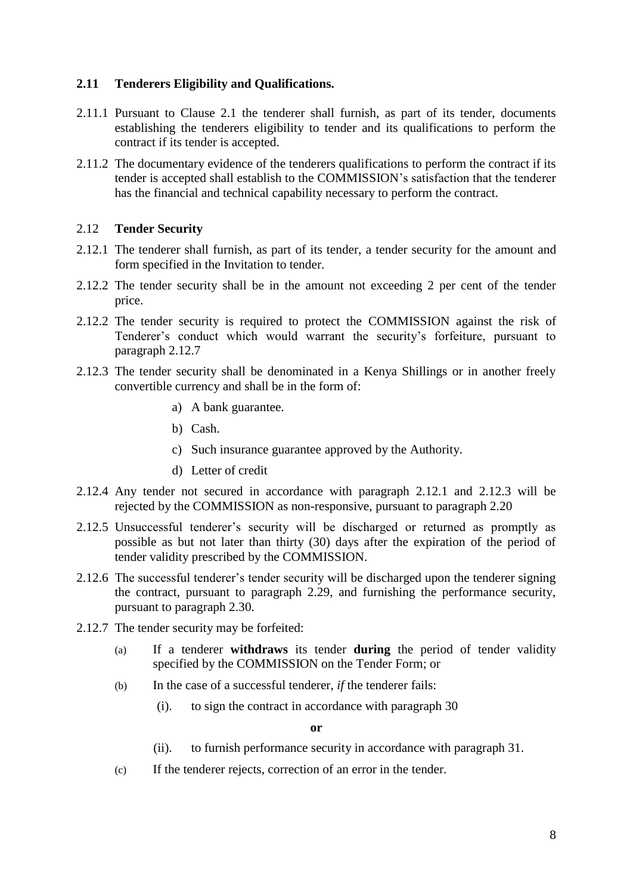### 2.11 Tenderers Eligibility and Qualifications.

2.11.1 Pursuant to Clause 2.1 the tenderer shall furnish, as part of its tender, documents establishing the tenderers eligibility to tender and its qualifications to perform the contract if its tender is accepted.

2.11.2 The documentary evidence of the tenderers qualifications to perform the contract if its tender is accepted shall establish to the COMMISSION's satisfaction that the tenderer has the financial and technical capability necessary to perform the contract.

### 2.12 Tender Security

2.12.1 The tenderer shall furnish, as part of its tender, a tender security for the amount and form specified in the Invitation to tender.

2.12.2 The tender security shall be in the amount not exceeding 2 per cent of the tender price.

2.12.2 The tender security is required to protect the COMMISSION against the risk of Tenderer's conduct which would warrant the security's forfeiture, pursuant to paragraph 2.12.7

2.12.3 The tender security shall be denominated in a Kenya Shillings or in another freely convertible currency and shall be in the form of:

a) A bank guarantee.

b) Cash.

c) Such insurance guarantee approved by the Authority.

d) Letter of credit

2.12.4 Any tender not secured in accordance with paragraph 2.12.1 and 2.12.3 will be rejected by the COMMISSION as non-responsive, pursuant to paragraph 2.20

2.12.5 Unsuccessful tenderer's security will be discharged or returned as promptly as possible as but not later than thirty (30) days after the expiration of the period of tender validity prescribed by the COMMISSION.

2.12.6 The successful tenderer's tender security will be discharged upon the tenderer signing the contract, pursuant to paragraph 2.29, and furnishing the performance security, pursuant to paragraph 2.30.

2.12.7 The tender security may be forfeited:

(a) If a tenderer **withdraws** its tender **during** the period of tender validity specified by the COMMISSION on the Tender Form; or

(b) In the case of a successful tenderer, *if* the tenderer fails:

(i). to sign the contract in accordance with paragraph 30

**or**

(ii). to furnish performance security in accordance with paragraph 31.

(c) If the tenderer rejects, correction of an error in the tender.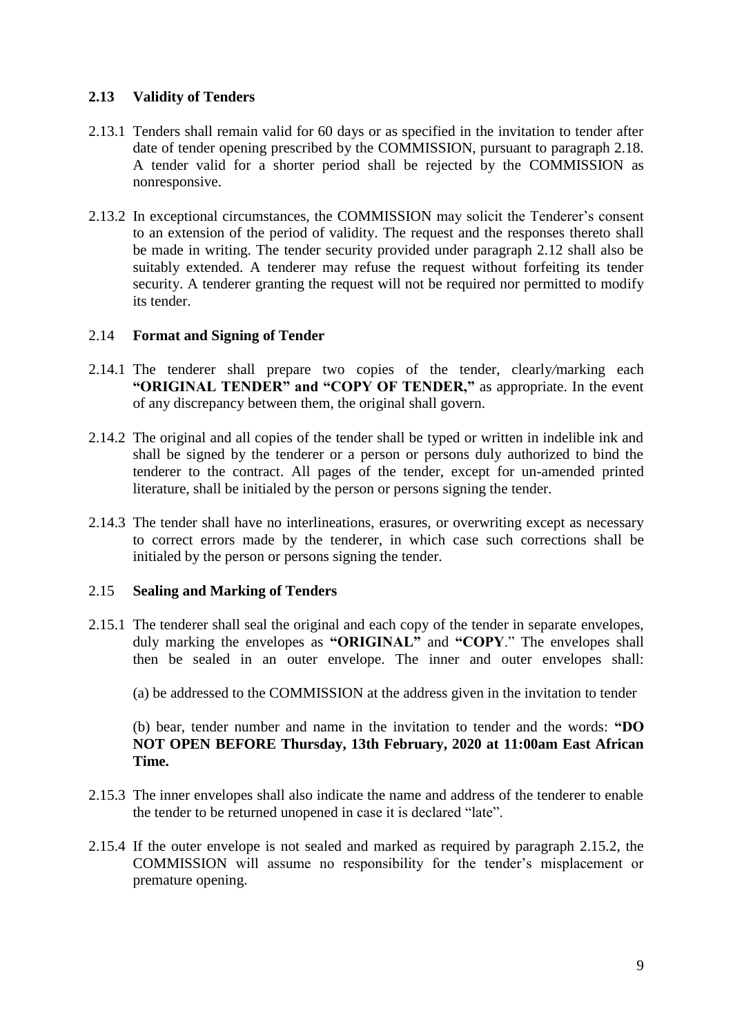### 2.13 Validity of Tenders

2.13.1 Tenders shall remain valid for 60 days or as specified in the invitation to tender after date of tender opening prescribed by the COMMISSION, pursuant to paragraph 2.18. A tender valid for a shorter period shall be rejected by the COMMISSION as nonresponsive.

2.13.2 In exceptional circumstances, the COMMISSION may solicit the Tenderer's consent to an extension of the period of validity. The request and the responses thereto shall be made in writing. The tender security provided under paragraph 2.12 shall also be suitably extended. A tenderer may refuse the request without forfeiting its tender security. A tenderer granting the request will not be required nor permitted to modify its tender.

### 2.14 Format and Signing of Tender

2.14.1 The tenderer shall prepare two copies of the tender, clearly/marking each **"ORIGINAL TENDER" and "COPY OF TENDER,"** as appropriate. In the event of any discrepancy between them, the original shall govern.

2.14.2 The original and all copies of the tender shall be typed or written in indelible ink and shall be signed by the tenderer or a person or persons duly authorized to bind the tenderer to the contract. All pages of the tender, except for un-amended printed literature, shall be initialed by the person or persons signing the tender.

2.14.3 The tender shall have no interlineations, erasures, or overwriting except as necessary to correct errors made by the tenderer, in which case such corrections shall be initialed by the person or persons signing the tender.

### 2.15 Sealing and Marking of Tenders

2.15.1 The tenderer shall seal the original and each copy of the tender in separate envelopes, duly marking the envelopes as **"ORIGINAL"** and **"COPY**." The envelopes shall then be sealed in an outer envelope. The inner and outer envelopes shall:

(a) be addressed to the COMMISSION at the address given in the invitation to tender

(b) bear, tender number and name in the invitation to tender and the words: **"DO NOT OPEN BEFORE Thursday, 13th February, 2020 at 11:00am East African Time.**

2.15.3 The inner envelopes shall also indicate the name and address of the tenderer to enable the tender to be returned unopened in case it is declared "late".

2.15.4 If the outer envelope is not sealed and marked as required by paragraph 2.15.2, the COMMISSION will assume no responsibility for the tender's misplacement or premature opening.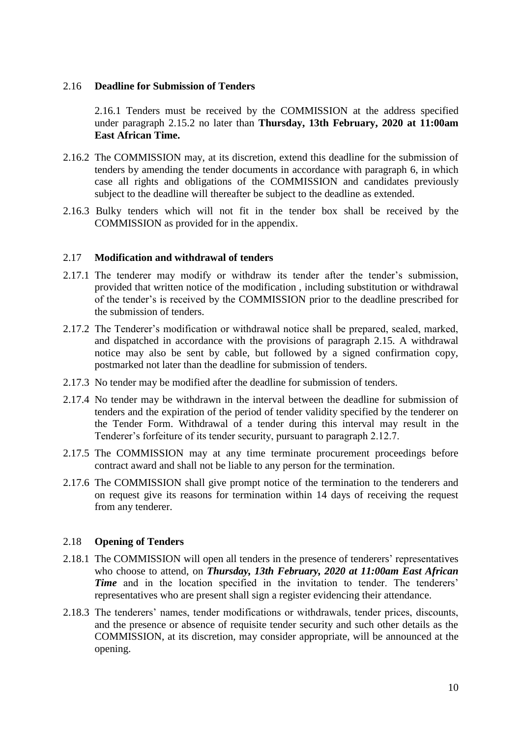## 2.16 **Deadline for Submission of Tenders**

2.16.1 Tenders must be received by the COMMISSION at the address specified under paragraph 2.15.2 no later than **Thursday, 13th February, 2020 at 11:00am East African Time.**

2.16.2 The COMMISSION may, at its discretion, extend this deadline for the submission of tenders by amending the tender documents in accordance with paragraph 6, in which case all rights and obligations of the COMMISSION and candidates previously subject to the deadline will thereafter be subject to the deadline as extended.

2.16.3 Bulky tenders which will not fit in the tender box shall be received by the COMMISSION as provided for in the appendix.

## 2.17 **Modification and withdrawal of tenders**

2.17.1 The tenderer may modify or withdraw its tender after the tender's submission, provided that written notice of the modification , including substitution or withdrawal of the tender's is received by the COMMISSION prior to the deadline prescribed for the submission of tenders.

2.17.2 The Tenderer's modification or withdrawal notice shall be prepared, sealed, marked, and dispatched in accordance with the provisions of paragraph 2.15. A withdrawal notice may also be sent by cable, but followed by a signed confirmation copy, postmarked not later than the deadline for submission of tenders.

2.17.3 No tender may be modified after the deadline for submission of tenders.

2.17.4 No tender may be withdrawn in the interval between the deadline for submission of tenders and the expiration of the period of tender validity specified by the tenderer on the Tender Form. Withdrawal of a tender during this interval may result in the Tenderer's forfeiture of its tender security, pursuant to paragraph 2.12.7.

2.17.5 The COMMISSION may at any time terminate procurement proceedings before contract award and shall not be liable to any person for the termination.

2.17.6 The COMMISSION shall give prompt notice of the termination to the tenderers and on request give its reasons for termination within 14 days of receiving the request from any tenderer.

## 2.18 **Opening of Tenders**

2.18.1 The COMMISSION will open all tenders in the presence of tenderers' representatives who choose to attend, on ***Thursday, 13th February, 2020 at 11:00am East African Time*** and in the location specified in the invitation to tender. The tenderers' representatives who are present shall sign a register evidencing their attendance.

2.18.3 The tenderers' names, tender modifications or withdrawals, tender prices, discounts, and the presence or absence of requisite tender security and such other details as the COMMISSION, at its discretion, may consider appropriate, will be announced at the opening.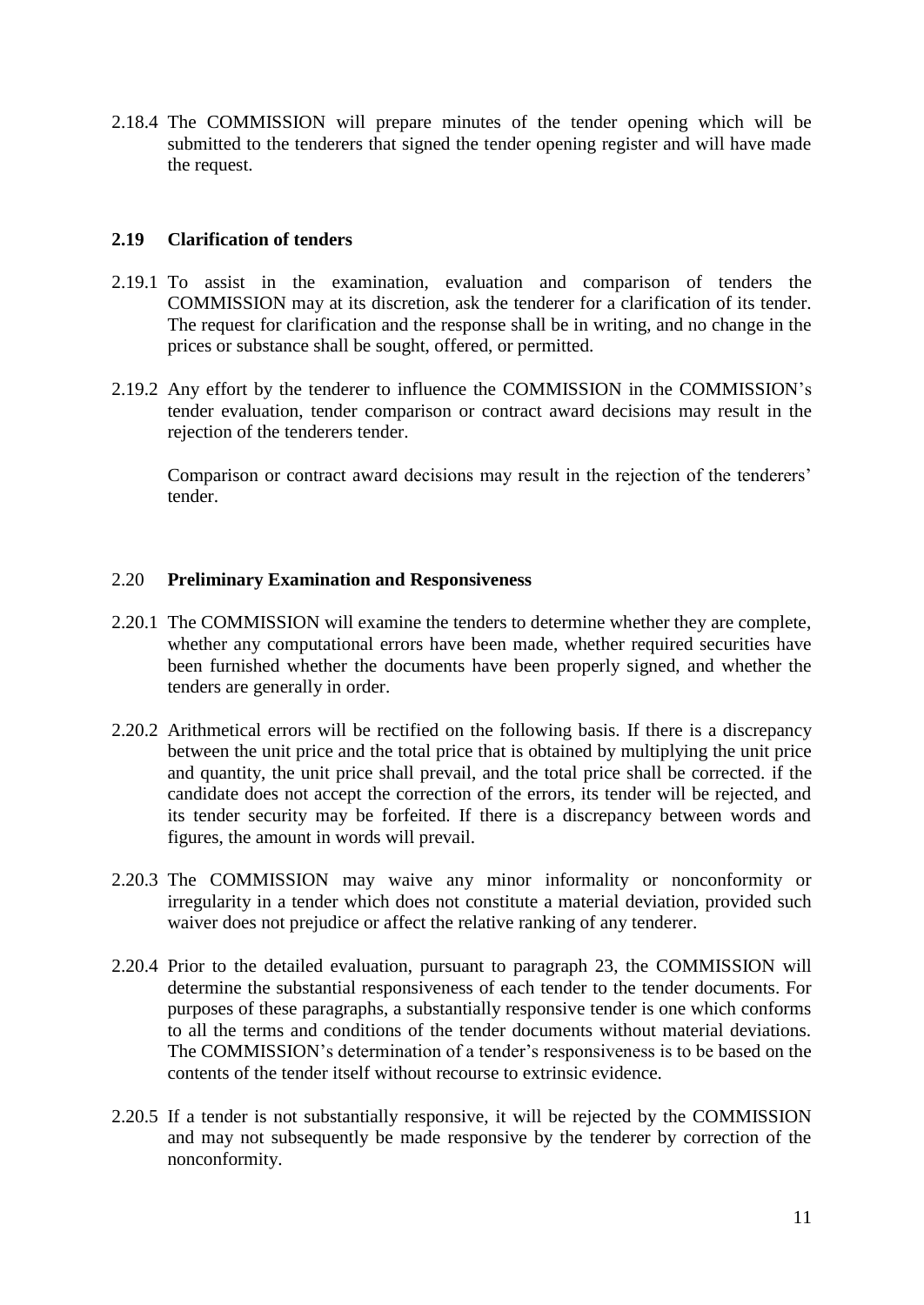2.18.4 The COMMISSION will prepare minutes of the tender opening which will be submitted to the tenderers that signed the tender opening register and will have made the request.

## 2.19 Clarification of tenders

2.19.1 To assist in the examination, evaluation and comparison of tenders the COMMISSION may at its discretion, ask the tenderer for a clarification of its tender. The request for clarification and the response shall be in writing, and no change in the prices or substance shall be sought, offered, or permitted.

2.19.2 Any effort by the tenderer to influence the COMMISSION in the COMMISSION's tender evaluation, tender comparison or contract award decisions may result in the rejection of the tenderers tender.

Comparison or contract award decisions may result in the rejection of the tenderers' tender.

## 2.20 Preliminary Examination and Responsiveness

2.20.1 The COMMISSION will examine the tenders to determine whether they are complete, whether any computational errors have been made, whether required securities have been furnished whether the documents have been properly signed, and whether the tenders are generally in order.

2.20.2 Arithmetical errors will be rectified on the following basis. If there is a discrepancy between the unit price and the total price that is obtained by multiplying the unit price and quantity, the unit price shall prevail, and the total price shall be corrected. if the candidate does not accept the correction of the errors, its tender will be rejected, and its tender security may be forfeited. If there is a discrepancy between words and figures, the amount in words will prevail.

2.20.3 The COMMISSION may waive any minor informality or nonconformity or irregularity in a tender which does not constitute a material deviation, provided such waiver does not prejudice or affect the relative ranking of any tenderer.

2.20.4 Prior to the detailed evaluation, pursuant to paragraph 23, the COMMISSION will determine the substantial responsiveness of each tender to the tender documents. For purposes of these paragraphs, a substantially responsive tender is one which conforms to all the terms and conditions of the tender documents without material deviations. The COMMISSION's determination of a tender's responsiveness is to be based on the contents of the tender itself without recourse to extrinsic evidence.

2.20.5 If a tender is not substantially responsive, it will be rejected by the COMMISSION and may not subsequently be made responsive by the tenderer by correction of the nonconformity.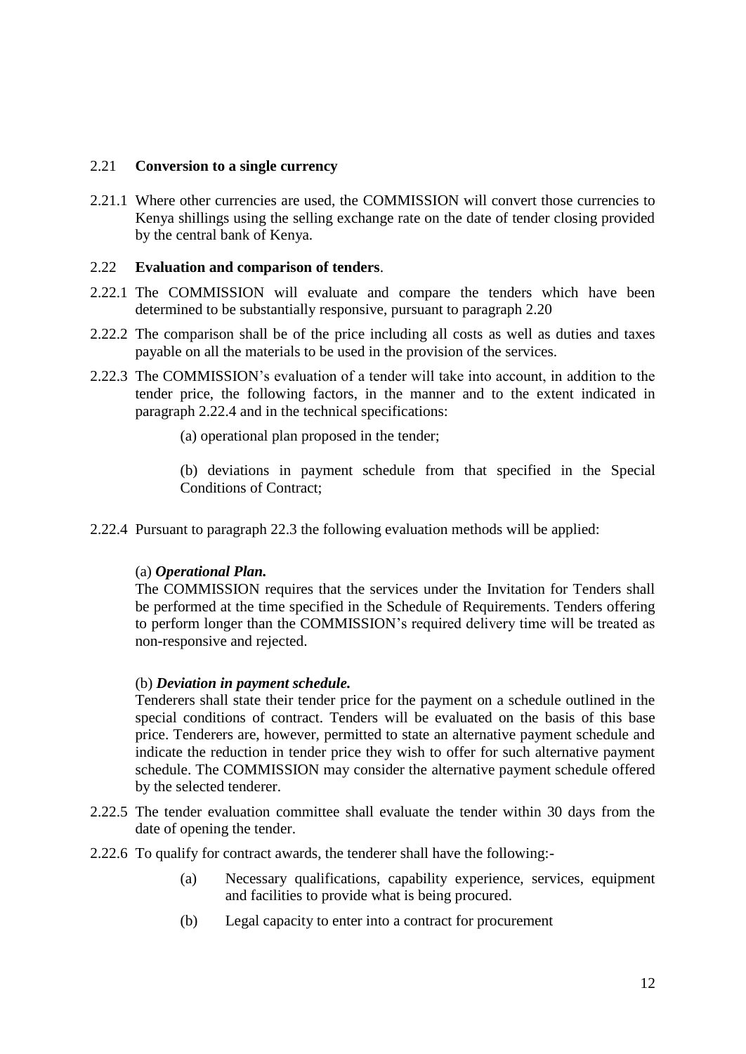2.21 **Conversion to a single currency**

2.21.1 Where other currencies are used, the COMMISSION will convert those currencies to Kenya shillings using the selling exchange rate on the date of tender closing provided by the central bank of Kenya.

2.22 **Evaluation and comparison of tenders**.

2.22.1 The COMMISSION will evaluate and compare the tenders which have been determined to be substantially responsive, pursuant to paragraph 2.20

2.22.2 The comparison shall be of the price including all costs as well as duties and taxes payable on all the materials to be used in the provision of the services.

2.22.3 The COMMISSION's evaluation of a tender will take into account, in addition to the tender price, the following factors, in the manner and to the extent indicated in paragraph 2.22.4 and in the technical specifications:

(a) operational plan proposed in the tender;

(b) deviations in payment schedule from that specified in the Special Conditions of Contract;

2.22.4 Pursuant to paragraph 22.3 the following evaluation methods will be applied:

(a) ***Operational Plan.***
The COMMISSION requires that the services under the Invitation for Tenders shall be performed at the time specified in the Schedule of Requirements. Tenders offering to perform longer than the COMMISSION's required delivery time will be treated as non-responsive and rejected.

(b) ***Deviation in payment schedule.***
Tenderers shall state their tender price for the payment on a schedule outlined in the special conditions of contract. Tenders will be evaluated on the basis of this base price. Tenderers are, however, permitted to state an alternative payment schedule and indicate the reduction in tender price they wish to offer for such alternative payment schedule. The COMMISSION may consider the alternative payment schedule offered by the selected tenderer.

2.22.5 The tender evaluation committee shall evaluate the tender within 30 days from the date of opening the tender.

2.22.6 To qualify for contract awards, the tenderer shall have the following:-

(a) Necessary qualifications, capability experience, services, equipment and facilities to provide what is being procured.

(b) Legal capacity to enter into a contract for procurement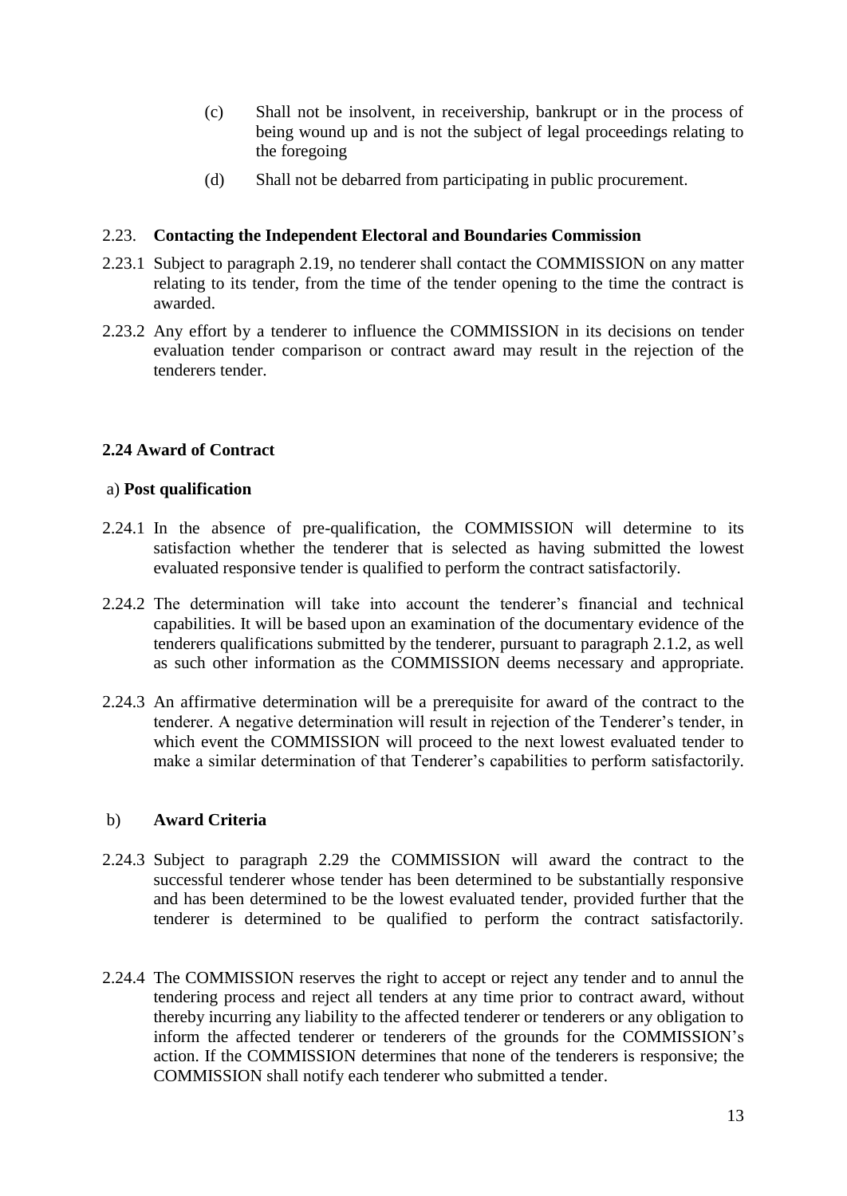(c) Shall not be insolvent, in receivership, bankrupt or in the process of being wound up and is not the subject of legal proceedings relating to the foregoing

(d) Shall not be debarred from participating in public procurement.

### 2.23. Contacting the Independent Electoral and Boundaries Commission

2.23.1 Subject to paragraph 2.19, no tenderer shall contact the COMMISSION on any matter relating to its tender, from the time of the tender opening to the time the contract is awarded.

2.23.2 Any effort by a tenderer to influence the COMMISSION in its decisions on tender evaluation tender comparison or contract award may result in the rejection of the tenderers tender.

### 2.24 Award of Contract

a) **Post qualification**

2.24.1 In the absence of pre-qualification, the COMMISSION will determine to its satisfaction whether the tenderer that is selected as having submitted the lowest evaluated responsive tender is qualified to perform the contract satisfactorily.

2.24.2 The determination will take into account the tenderer's financial and technical capabilities. It will be based upon an examination of the documentary evidence of the tenderers qualifications submitted by the tenderer, pursuant to paragraph 2.1.2, as well as such other information as the COMMISSION deems necessary and appropriate.

2.24.3 An affirmative determination will be a prerequisite for award of the contract to the tenderer. A negative determination will result in rejection of the Tenderer's tender, in which event the COMMISSION will proceed to the next lowest evaluated tender to make a similar determination of that Tenderer's capabilities to perform satisfactorily.

b) **Award Criteria**

2.24.3 Subject to paragraph 2.29 the COMMISSION will award the contract to the successful tenderer whose tender has been determined to be substantially responsive and has been determined to be the lowest evaluated tender, provided further that the tenderer is determined to be qualified to perform the contract satisfactorily.

2.24.4 The COMMISSION reserves the right to accept or reject any tender and to annul the tendering process and reject all tenders at any time prior to contract award, without thereby incurring any liability to the affected tenderer or tenderers or any obligation to inform the affected tenderer or tenderers of the grounds for the COMMISSION's action. If the COMMISSION determines that none of the tenderers is responsive; the COMMISSION shall notify each tenderer who submitted a tender.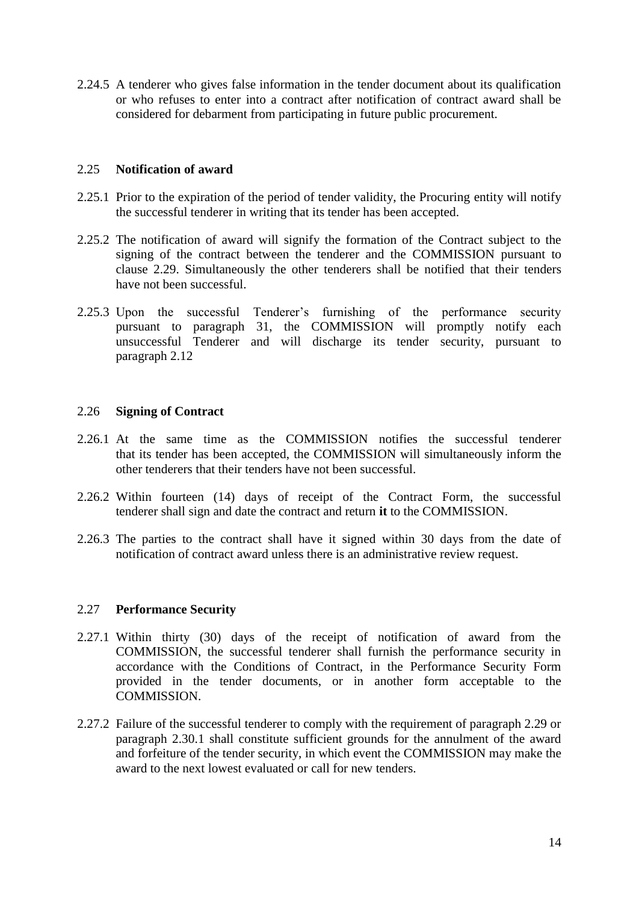2.24.5 A tenderer who gives false information in the tender document about its qualification or who refuses to enter into a contract after notification of contract award shall be considered for debarment from participating in future public procurement.

### 2.25 Notification of award

2.25.1 Prior to the expiration of the period of tender validity, the Procuring entity will notify the successful tenderer in writing that its tender has been accepted.

2.25.2 The notification of award will signify the formation of the Contract subject to the signing of the contract between the tenderer and the COMMISSION pursuant to clause 2.29. Simultaneously the other tenderers shall be notified that their tenders have not been successful.

2.25.3 Upon the successful Tenderer's furnishing of the performance security pursuant to paragraph 31, the COMMISSION will promptly notify each unsuccessful Tenderer and will discharge its tender security, pursuant to paragraph 2.12

### 2.26 Signing of Contract

2.26.1 At the same time as the COMMISSION notifies the successful tenderer that its tender has been accepted, the COMMISSION will simultaneously inform the other tenderers that their tenders have not been successful.

2.26.2 Within fourteen (14) days of receipt of the Contract Form, the successful tenderer shall sign and date the contract and return **it** to the COMMISSION.

2.26.3 The parties to the contract shall have it signed within 30 days from the date of notification of contract award unless there is an administrative review request.

### 2.27 Performance Security

2.27.1 Within thirty (30) days of the receipt of notification of award from the COMMISSION, the successful tenderer shall furnish the performance security in accordance with the Conditions of Contract, in the Performance Security Form provided in the tender documents, or in another form acceptable to the COMMISSION.

2.27.2 Failure of the successful tenderer to comply with the requirement of paragraph 2.29 or paragraph 2.30.1 shall constitute sufficient grounds for the annulment of the award and forfeiture of the tender security, in which event the COMMISSION may make the award to the next lowest evaluated or call for new tenders.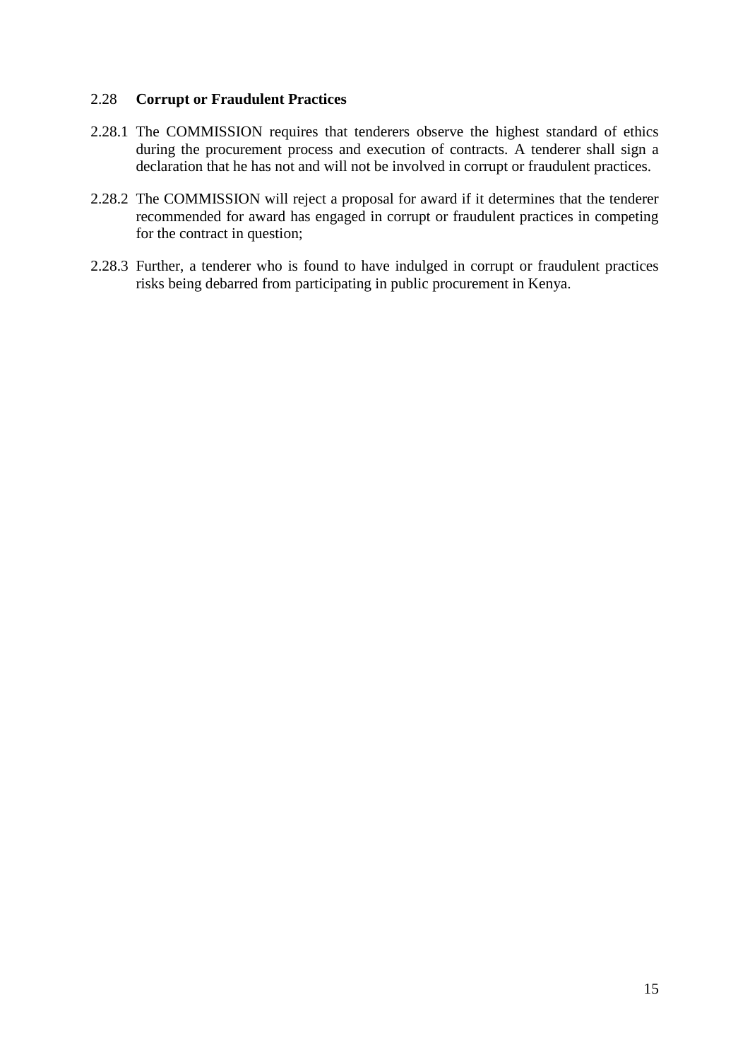## 2.28 Corrupt or Fraudulent Practices

2.28.1 The COMMISSION requires that tenderers observe the highest standard of ethics during the procurement process and execution of contracts. A tenderer shall sign a declaration that he has not and will not be involved in corrupt or fraudulent practices.

2.28.2 The COMMISSION will reject a proposal for award if it determines that the tenderer recommended for award has engaged in corrupt or fraudulent practices in competing for the contract in question;

2.28.3 Further, a tenderer who is found to have indulged in corrupt or fraudulent practices risks being debarred from participating in public procurement in Kenya.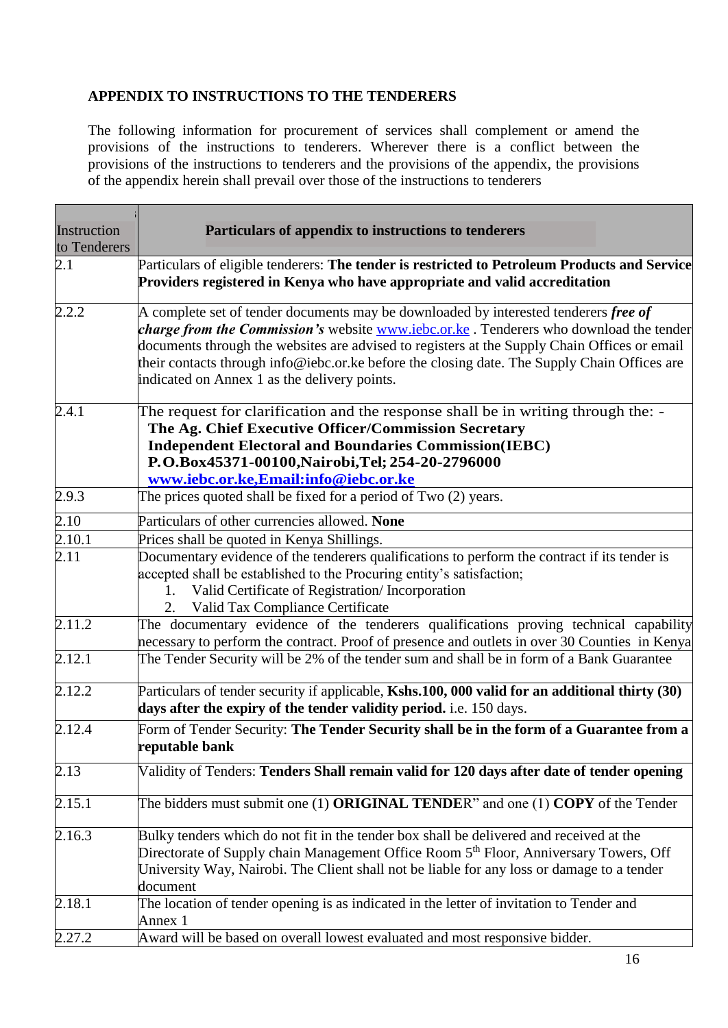**APPENDIX TO INSTRUCTIONS TO THE TENDERERS**

The following information for procurement of services shall complement or amend the provisions of the instructions to tenderers. Wherever there is a conflict between the provisions of the instructions to tenderers and the provisions of the appendix, the provisions of the appendix herein shall prevail over those of the instructions to tenderers

| Instruction to Tenderers | **Particulars of appendix to instructions to tenderers** |
|---|---|
| 2.1 | Particulars of eligible tenderers: **The tender is restricted to Petroleum Products and Service Providers registered in Kenya who have appropriate and valid accreditation** |
| 2.2.2 | A complete set of tender documents may be downloaded by interested tenderers ***free of charge from the Commission's*** website www.iebc.or.ke . Tenderers who download the tender documents through the websites are advised to registers at the Supply Chain Offices or email their contacts through info@iebc.or.ke before the closing date. The Supply Chain Offices are indicated on Annex 1 as the delivery points. |
| 2.4.1 | The request for clarification and the response shall be in writing through the: - **The Ag. Chief Executive Officer/Commission Secretary** **Independent Electoral and Boundaries Commission(IEBC)** **P.O.Box45371-00100,Nairobi,Tel; 254-20-2796000** **www.iebc.or.ke,Email:info@iebc.or.ke** |
| 2.9.3 | The prices quoted shall be fixed for a period of Two (2) years. |
| 2.10 | Particulars of other currencies allowed. **None** |
| 2.10.1 | Prices shall be quoted in Kenya Shillings. |
| 2.11 | Documentary evidence of the tenderers qualifications to perform the contract if its tender is accepted shall be established to the Procuring entity's satisfaction; 1. Valid Certificate of Registration/ Incorporation 2. Valid Tax Compliance Certificate |
| 2.11.2 | The documentary evidence of the tenderers qualifications proving technical capability necessary to perform the contract. Proof of presence and outlets in over 30 Counties in Kenya |
| 2.12.1 | The Tender Security will be 2% of the tender sum and shall be in form of a Bank Guarantee |
| 2.12.2 | Particulars of tender security if applicable, **Kshs.100, 000 valid for an additional thirty (30) days after the expiry of the tender validity period.** i.e. 150 days. |
| 2.12.4 | Form of Tender Security: **The Tender Security shall be in the form of a Guarantee from a reputable bank** |
| 2.13 | Validity of Tenders: **Tenders Shall remain valid for 120 days after date of tender opening** |
| 2.15.1 | The bidders must submit one (1) **ORIGINAL TENDE**R" and one (1) **COPY** of the Tender |
| 2.16.3 | Bulky tenders which do not fit in the tender box shall be delivered and received at the Directorate of Supply chain Management Office Room 5th Floor, Anniversary Towers, Off University Way, Nairobi. The Client shall not be liable for any loss or damage to a tender document |
| 2.18.1 | The location of tender opening is as indicated in the letter of invitation to Tender and Annex 1 |
| 2.27.2 | Award will be based on overall lowest evaluated and most responsive bidder. |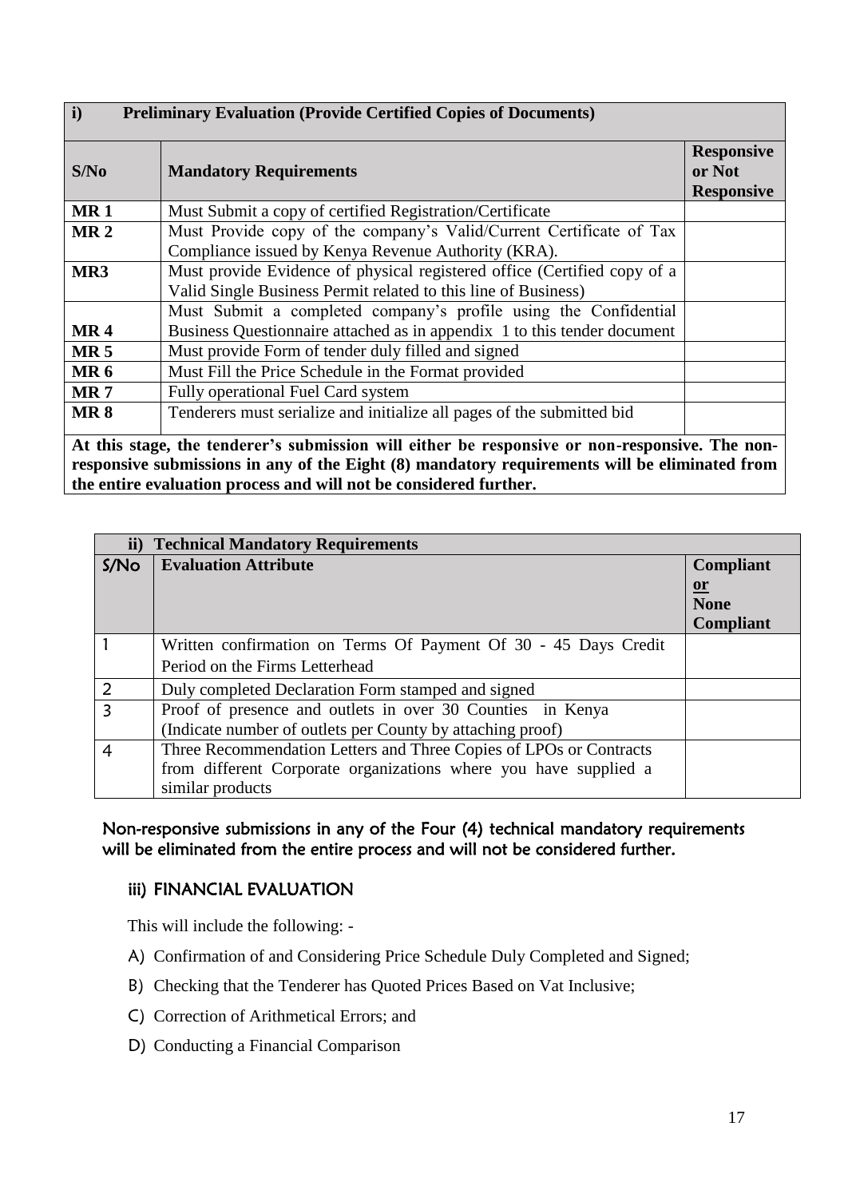| i) Preliminary Evaluation (Provide Certified Copies of Documents) | | |
|---|---|---|
| **S/No** | **Mandatory Requirements** | **Responsive or Not Responsive** |
| **MR 1** | Must Submit a copy of certified Registration/Certificate | |
| **MR 2** | Must Provide copy of the company's Valid/Current Certificate of Tax Compliance issued by Kenya Revenue Authority (KRA). | |
| **MR3** | Must provide Evidence of physical registered office (Certified copy of a Valid Single Business Permit related to this line of Business) | |
| **MR 4** | Must Submit a completed company's profile using the Confidential Business Questionnaire attached as in appendix 1 to this tender document | |
| **MR 5** | Must provide Form of tender duly filled and signed | |
| **MR 6** | Must Fill the Price Schedule in the Format provided | |
| **MR 7** | Fully operational Fuel Card system | |
| **MR 8** | Tenderers must serialize and initialize all pages of the submitted bid | |

**At this stage, the tenderer's submission will either be responsive or non-responsive. The non-responsive submissions in any of the Eight (8) mandatory requirements will be eliminated from the entire evaluation process and will not be considered further.**

| ii) Technical Mandatory Requirements | | |
|---|---|---|
| **S/No** | **Evaluation Attribute** | **Compliant or None Compliant** |
| 1 | Written confirmation on Terms Of Payment Of 30 - 45 Days Credit Period on the Firms Letterhead | |
| 2 | Duly completed Declaration Form stamped and signed | |
| 3 | Proof of presence and outlets in over 30 Counties in Kenya (Indicate number of outlets per County by attaching proof) | |
| 4 | Three Recommendation Letters and Three Copies of LPOs or Contracts from different Corporate organizations where you have supplied a similar products | |

Non-responsive submissions in any of the Four (4) technical mandatory requirements will be eliminated from the entire process and will not be considered further.

### iii) FINANCIAL EVALUATION

This will include the following: -

A) Confirmation of and Considering Price Schedule Duly Completed and Signed;

B) Checking that the Tenderer has Quoted Prices Based on Vat Inclusive;

C) Correction of Arithmetical Errors; and

D) Conducting a Financial Comparison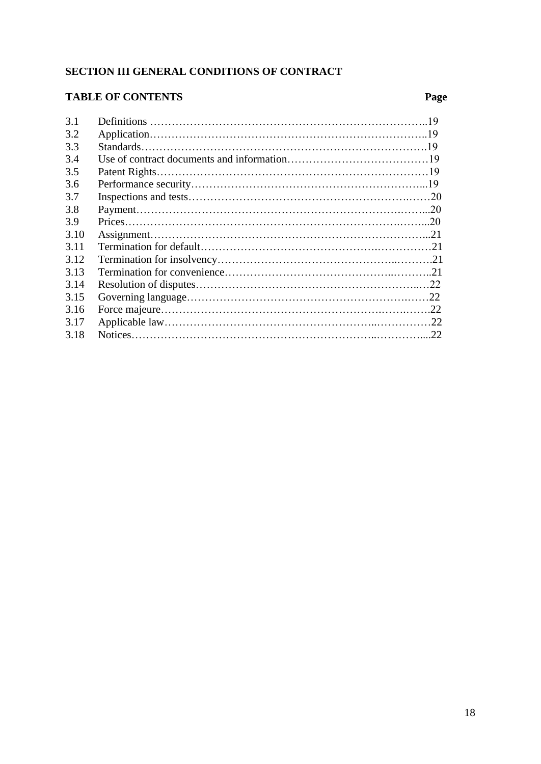**SECTION III GENERAL CONDITIONS OF CONTRACT**

**TABLE OF CONTENTS** **Page**

| | | |
|---|---|---|
| 3.1 | Definitions | 19 |
| 3.2 | Application | 19 |
| 3.3 | Standards | 19 |
| 3.4 | Use of contract documents and information | 19 |
| 3.5 | Patent Rights | 19 |
| 3.6 | Performance security | 19 |
| 3.7 | Inspections and tests | 20 |
| 3.8 | Payment | 20 |
| 3.9 | Prices | 20 |
| 3.10 | Assignment | 21 |
| 3.11 | Termination for default | 21 |
| 3.12 | Termination for insolvency | 21 |
| 3.13 | Termination for convenience | 21 |
| 3.14 | Resolution of disputes | 22 |
| 3.15 | Governing language | 22 |
| 3.16 | Force majeure | 22 |
| 3.17 | Applicable law | 22 |
| 3.18 | Notices | 22 |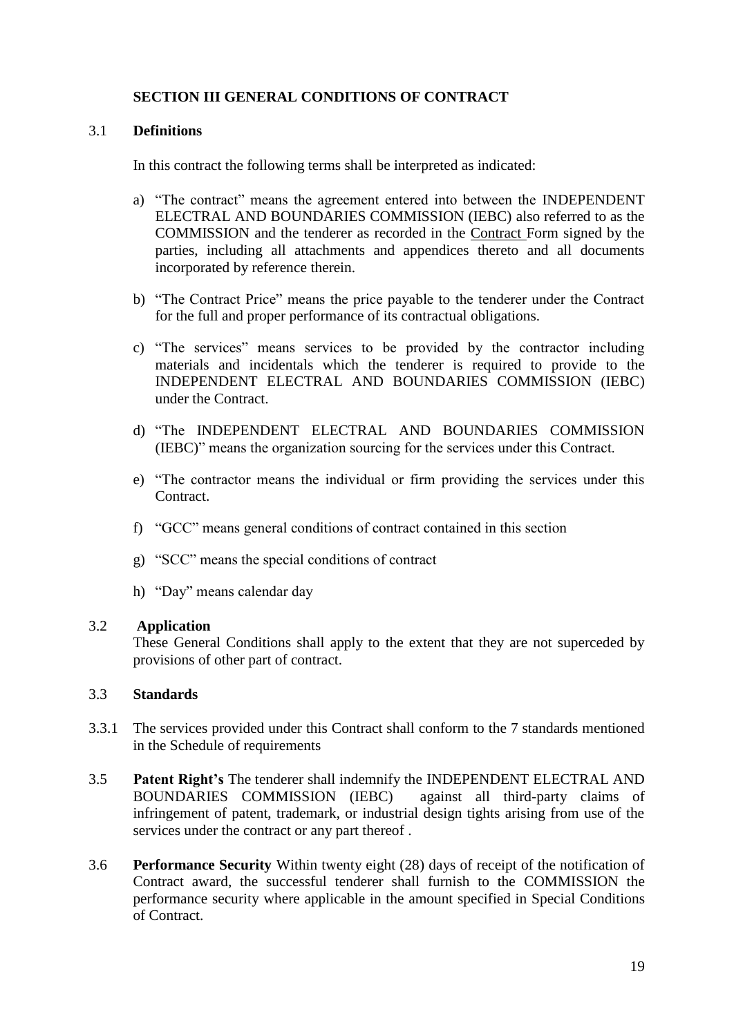# SECTION III GENERAL CONDITIONS OF CONTRACT

3.1 **Definitions**

In this contract the following terms shall be interpreted as indicated:

a) "The contract" means the agreement entered into between the INDEPENDENT ELECTRAL AND BOUNDARIES COMMISSION (IEBC) also referred to as the COMMISSION and the tenderer as recorded in the Contract Form signed by the parties, including all attachments and appendices thereto and all documents incorporated by reference therein.

b) "The Contract Price" means the price payable to the tenderer under the Contract for the full and proper performance of its contractual obligations.

c) "The services" means services to be provided by the contractor including materials and incidentals which the tenderer is required to provide to the INDEPENDENT ELECTRAL AND BOUNDARIES COMMISSION (IEBC) under the Contract.

d) "The INDEPENDENT ELECTRAL AND BOUNDARIES COMMISSION (IEBC)" means the organization sourcing for the services under this Contract.

e) "The contractor means the individual or firm providing the services under this Contract.

f) "GCC" means general conditions of contract contained in this section

g) "SCC" means the special conditions of contract

h) "Day" means calendar day

3.2 **Application**
These General Conditions shall apply to the extent that they are not superceded by provisions of other part of contract.

3.3 **Standards**

3.3.1 The services provided under this Contract shall conform to the 7 standards mentioned in the Schedule of requirements

3.5 **Patent Right's** The tenderer shall indemnify the INDEPENDENT ELECTRAL AND BOUNDARIES COMMISSION (IEBC) against all third-party claims of infringement of patent, trademark, or industrial design tights arising from use of the services under the contract or any part thereof .

3.6 **Performance Security** Within twenty eight (28) days of receipt of the notification of Contract award, the successful tenderer shall furnish to the COMMISSION the performance security where applicable in the amount specified in Special Conditions of Contract.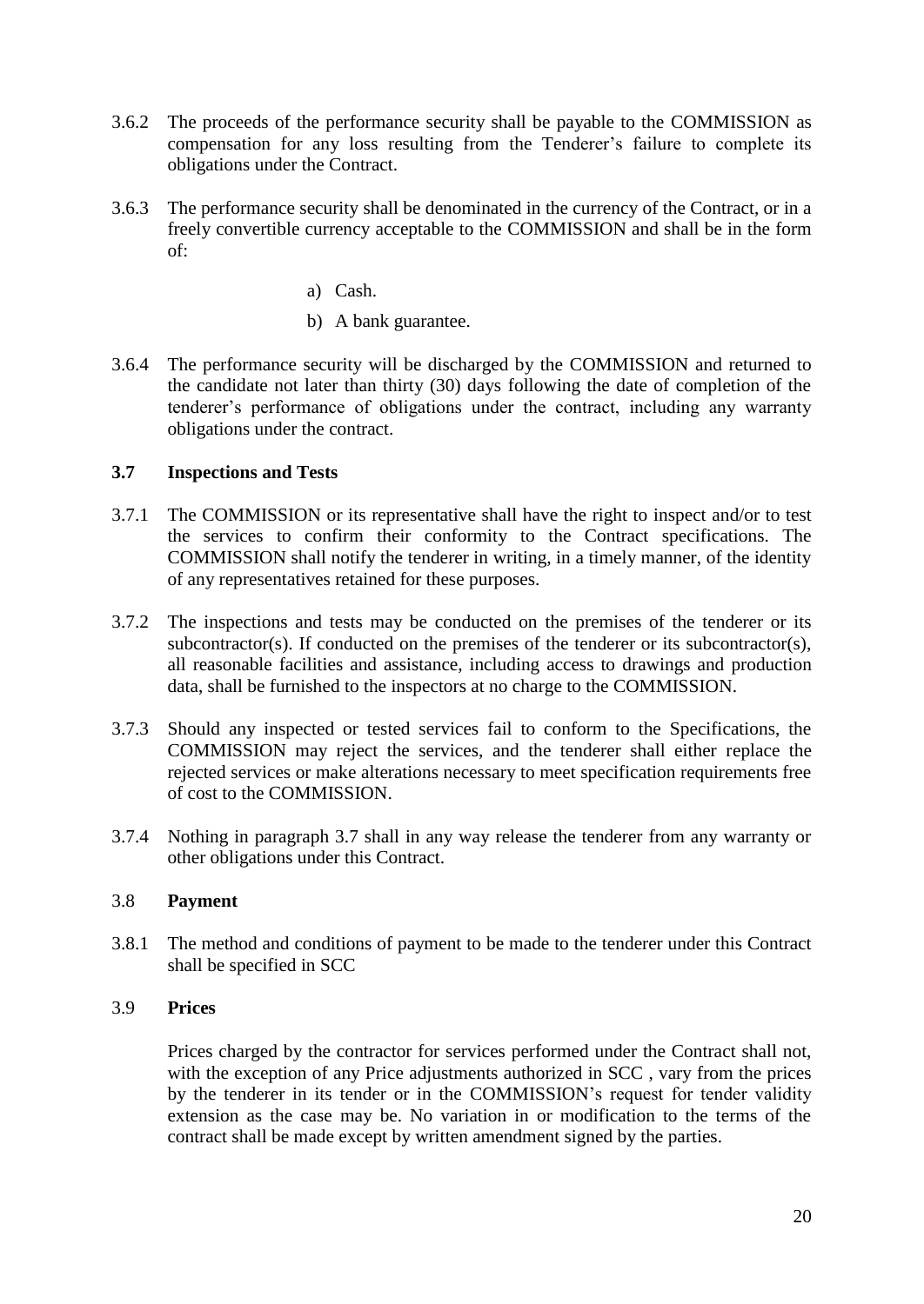3.6.2 The proceeds of the performance security shall be payable to the COMMISSION as compensation for any loss resulting from the Tenderer's failure to complete its obligations under the Contract.

3.6.3 The performance security shall be denominated in the currency of the Contract, or in a freely convertible currency acceptable to the COMMISSION and shall be in the form of:

a) Cash.

b) A bank guarantee.

3.6.4 The performance security will be discharged by the COMMISSION and returned to the candidate not later than thirty (30) days following the date of completion of the tenderer's performance of obligations under the contract, including any warranty obligations under the contract.

### 3.7 Inspections and Tests

3.7.1 The COMMISSION or its representative shall have the right to inspect and/or to test the services to confirm their conformity to the Contract specifications. The COMMISSION shall notify the tenderer in writing, in a timely manner, of the identity of any representatives retained for these purposes.

3.7.2 The inspections and tests may be conducted on the premises of the tenderer or its subcontractor(s). If conducted on the premises of the tenderer or its subcontractor(s), all reasonable facilities and assistance, including access to drawings and production data, shall be furnished to the inspectors at no charge to the COMMISSION.

3.7.3 Should any inspected or tested services fail to conform to the Specifications, the COMMISSION may reject the services, and the tenderer shall either replace the rejected services or make alterations necessary to meet specification requirements free of cost to the COMMISSION.

3.7.4 Nothing in paragraph 3.7 shall in any way release the tenderer from any warranty or other obligations under this Contract.

### 3.8 Payment

3.8.1 The method and conditions of payment to be made to the tenderer under this Contract shall be specified in SCC

### 3.9 Prices

Prices charged by the contractor for services performed under the Contract shall not, with the exception of any Price adjustments authorized in SCC , vary from the prices by the tenderer in its tender or in the COMMISSION's request for tender validity extension as the case may be. No variation in or modification to the terms of the contract shall be made except by written amendment signed by the parties.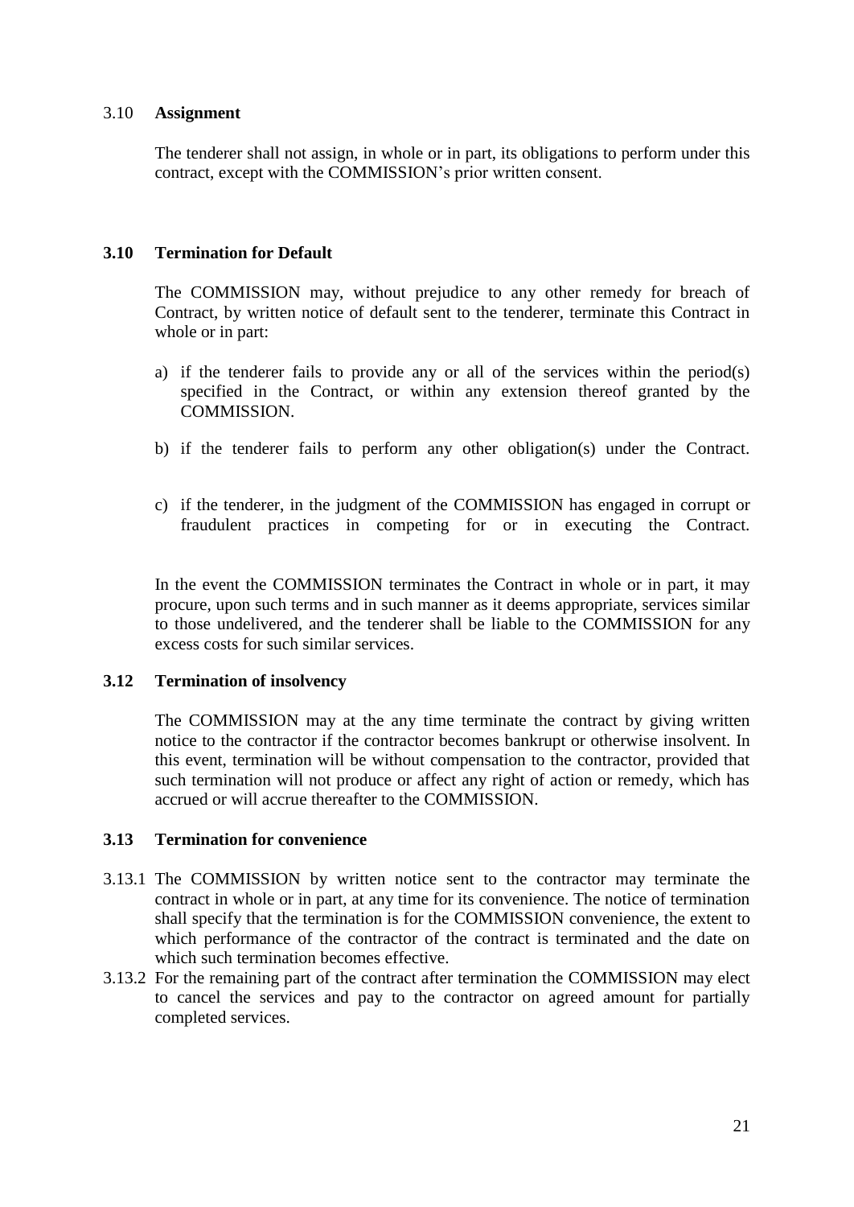### 3.10 **Assignment**

The tenderer shall not assign, in whole or in part, its obligations to perform under this contract, except with the COMMISSION's prior written consent.

### **3.10 Termination for Default**

The COMMISSION may, without prejudice to any other remedy for breach of Contract, by written notice of default sent to the tenderer, terminate this Contract in whole or in part:

a) if the tenderer fails to provide any or all of the services within the period(s) specified in the Contract, or within any extension thereof granted by the COMMISSION.

b) if the tenderer fails to perform any other obligation(s) under the Contract.

c) if the tenderer, in the judgment of the COMMISSION has engaged in corrupt or fraudulent practices in competing for or in executing the Contract.

In the event the COMMISSION terminates the Contract in whole or in part, it may procure, upon such terms and in such manner as it deems appropriate, services similar to those undelivered, and the tenderer shall be liable to the COMMISSION for any excess costs for such similar services.

### **3.12 Termination of insolvency**

The COMMISSION may at the any time terminate the contract by giving written notice to the contractor if the contractor becomes bankrupt or otherwise insolvent. In this event, termination will be without compensation to the contractor, provided that such termination will not produce or affect any right of action or remedy, which has accrued or will accrue thereafter to the COMMISSION.

### **3.13 Termination for convenience**

3.13.1 The COMMISSION by written notice sent to the contractor may terminate the contract in whole or in part, at any time for its convenience. The notice of termination shall specify that the termination is for the COMMISSION convenience, the extent to which performance of the contractor of the contract is terminated and the date on which such termination becomes effective.

3.13.2 For the remaining part of the contract after termination the COMMISSION may elect to cancel the services and pay to the contractor on agreed amount for partially completed services.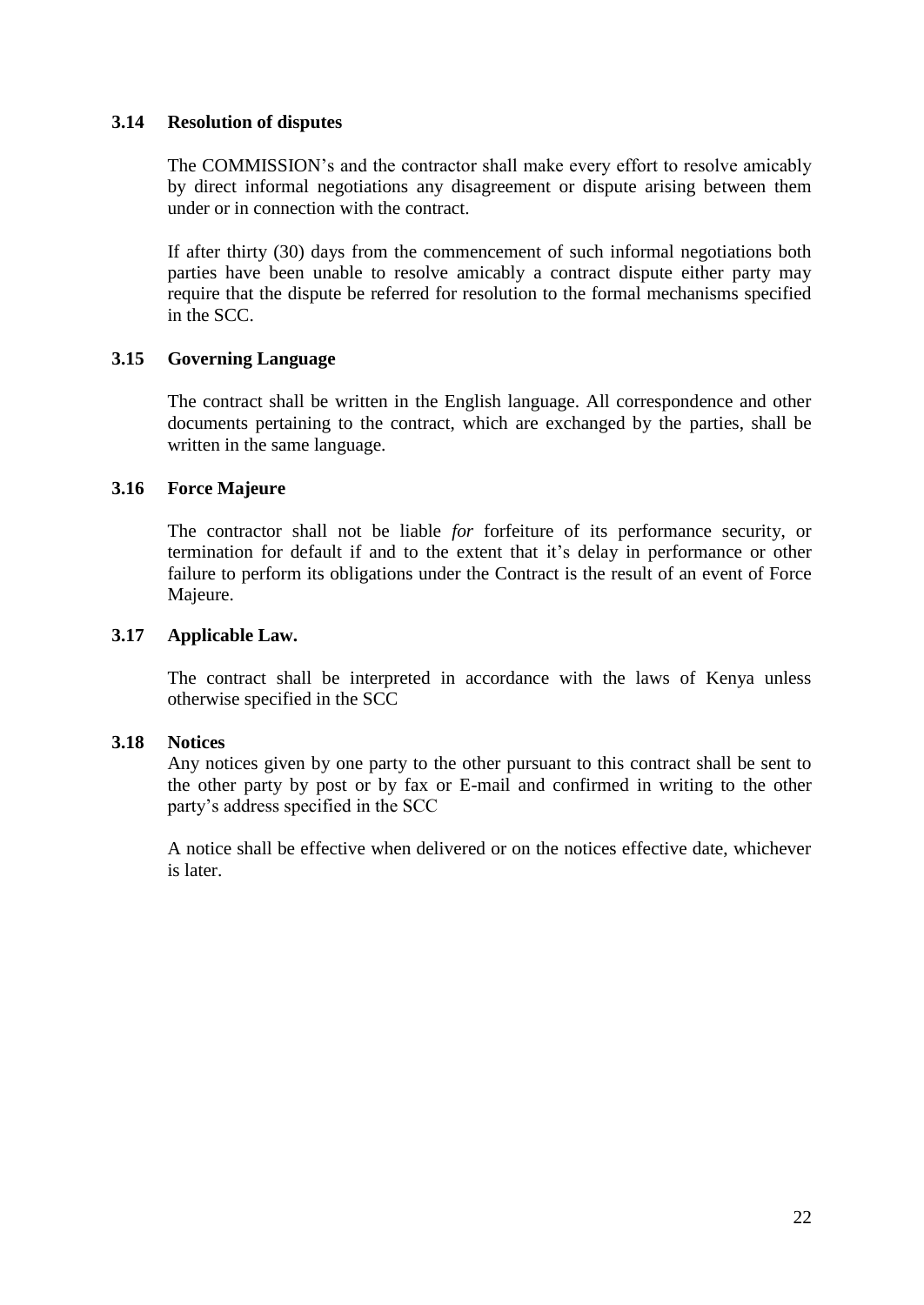### 3.14 Resolution of disputes

The COMMISSION's and the contractor shall make every effort to resolve amicably by direct informal negotiations any disagreement or dispute arising between them under or in connection with the contract.

If after thirty (30) days from the commencement of such informal negotiations both parties have been unable to resolve amicably a contract dispute either party may require that the dispute be referred for resolution to the formal mechanisms specified in the SCC.

### 3.15 Governing Language

The contract shall be written in the English language. All correspondence and other documents pertaining to the contract, which are exchanged by the parties, shall be written in the same language.

### 3.16 Force Majeure

The contractor shall not be liable *for* forfeiture of its performance security, or termination for default if and to the extent that it's delay in performance or other failure to perform its obligations under the Contract is the result of an event of Force Majeure.

### 3.17 Applicable Law.

The contract shall be interpreted in accordance with the laws of Kenya unless otherwise specified in the SCC

### 3.18 Notices

Any notices given by one party to the other pursuant to this contract shall be sent to the other party by post or by fax or E-mail and confirmed in writing to the other party's address specified in the SCC

A notice shall be effective when delivered or on the notices effective date, whichever is later.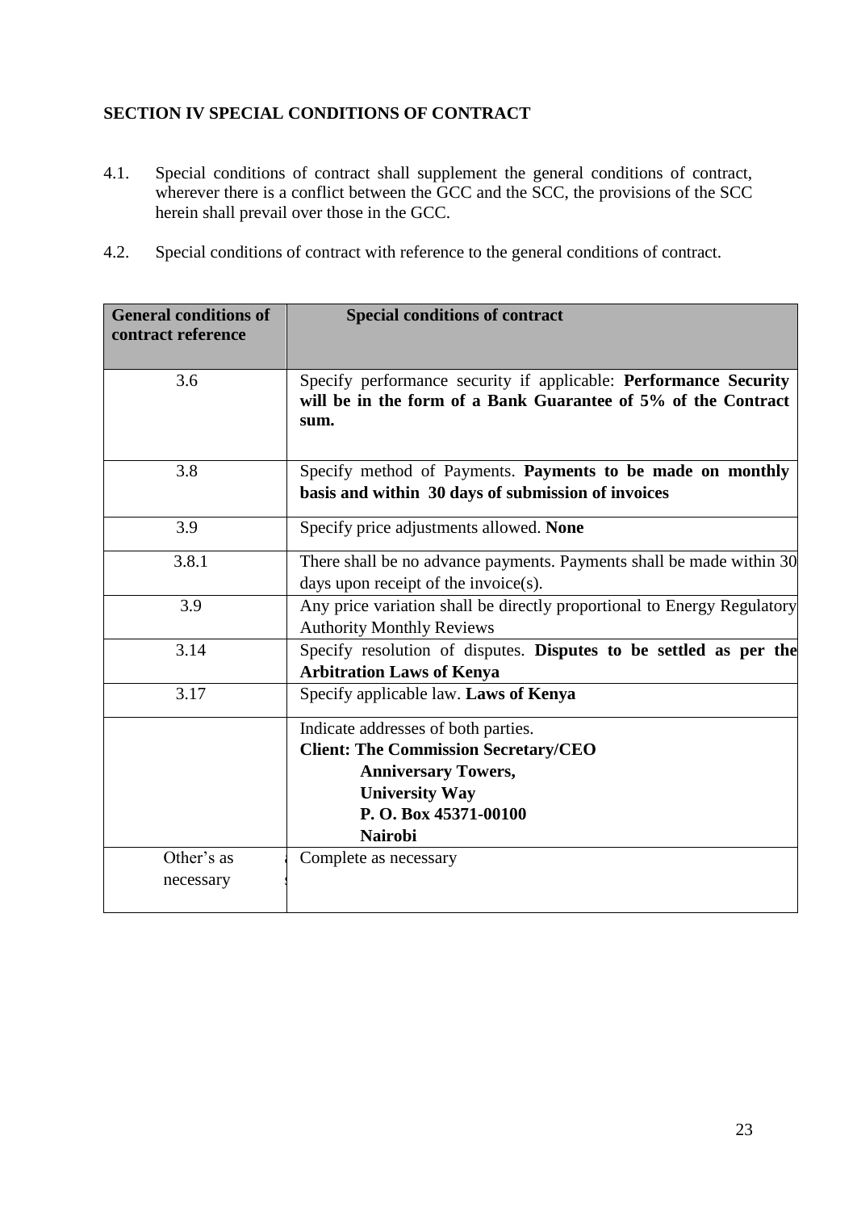**SECTION IV SPECIAL CONDITIONS OF CONTRACT**

4.1. Special conditions of contract shall supplement the general conditions of contract, wherever there is a conflict between the GCC and the SCC, the provisions of the SCC herein shall prevail over those in the GCC.

4.2. Special conditions of contract with reference to the general conditions of contract.

| General conditions of contract reference | Special conditions of contract |
|---|---|
| 3.6 | Specify performance security if applicable: **Performance Security will be in the form of a Bank Guarantee of 5% of the Contract sum.** |
| 3.8 | Specify method of Payments. **Payments to be made on monthly basis and within 30 days of submission of invoices** |
| 3.9 | Specify price adjustments allowed. **None** |
| 3.8.1 | There shall be no advance payments. Payments shall be made within 30 days upon receipt of the invoice(s). |
| 3.9 | Any price variation shall be directly proportional to Energy Regulatory Authority Monthly Reviews |
| 3.14 | Specify resolution of disputes. **Disputes to be settled as per the Arbitration Laws of Kenya** |
| 3.17 | Specify applicable law. **Laws of Kenya** |
| | Indicate addresses of both parties.<br>**Client: The Commission Secretary/CEO**<br>**Anniversary Towers,**<br>**University Way**<br>**P. O. Box 45371-00100**<br>**Nairobi** |
| Other's as necessary | Complete as necessary |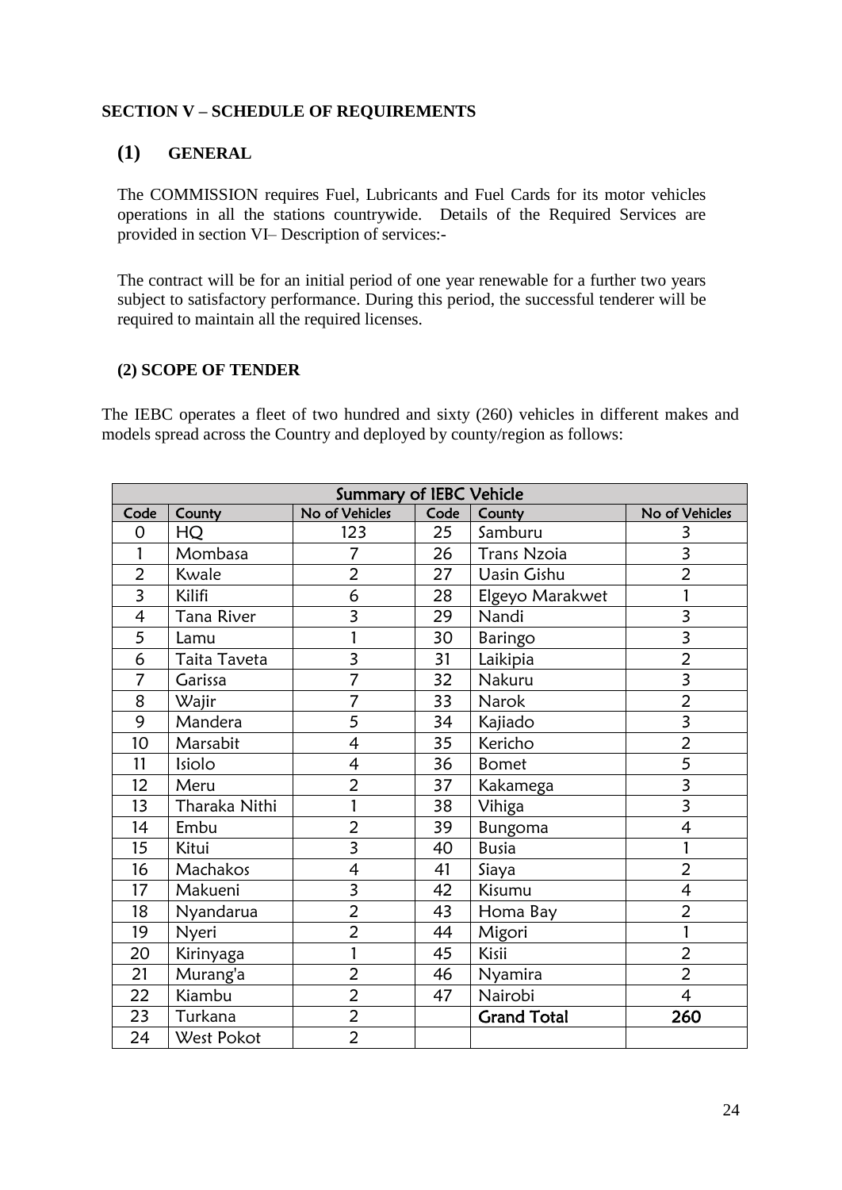## SECTION V – SCHEDULE OF REQUIREMENTS

### (1) GENERAL

The COMMISSION requires Fuel, Lubricants and Fuel Cards for its motor vehicles operations in all the stations countrywide. Details of the Required Services are provided in section VI– Description of services:-

The contract will be for an initial period of one year renewable for a further two years subject to satisfactory performance. During this period, the successful tenderer will be required to maintain all the required licenses.

### (2) SCOPE OF TENDER

The IEBC operates a fleet of two hundred and sixty (260) vehicles in different makes and models spread across the Country and deployed by county/region as follows:

| Summary of IEBC Vehicle | | | | | |
|---|---|---|---|---|---|
| Code | County | No of Vehicles | Code | County | No of Vehicles |
| 0 | HQ | 123 | 25 | Samburu | 3 |
| 1 | Mombasa | 7 | 26 | Trans Nzoia | 3 |
| 2 | Kwale | 2 | 27 | Uasin Gishu | 2 |
| 3 | Kilifi | 6 | 28 | Elgeyo Marakwet | 1 |
| 4 | Tana River | 3 | 29 | Nandi | 3 |
| 5 | Lamu | 1 | 30 | Baringo | 3 |
| 6 | Taita Taveta | 3 | 31 | Laikipia | 2 |
| 7 | Garissa | 7 | 32 | Nakuru | 3 |
| 8 | Wajir | 7 | 33 | Narok | 2 |
| 9 | Mandera | 5 | 34 | Kajiado | 3 |
| 10 | Marsabit | 4 | 35 | Kericho | 2 |
| 11 | Isiolo | 4 | 36 | Bomet | 5 |
| 12 | Meru | 2 | 37 | Kakamega | 3 |
| 13 | Tharaka Nithi | 1 | 38 | Vihiga | 3 |
| 14 | Embu | 2 | 39 | Bungoma | 4 |
| 15 | Kitui | 3 | 40 | Busia | 1 |
| 16 | Machakos | 4 | 41 | Siaya | 2 |
| 17 | Makueni | 3 | 42 | Kisumu | 4 |
| 18 | Nyandarua | 2 | 43 | Homa Bay | 2 |
| 19 | Nyeri | 2 | 44 | Migori | 1 |
| 20 | Kirinyaga | 1 | 45 | Kisii | 2 |
| 21 | Murang'a | 2 | 46 | Nyamira | 2 |
| 22 | Kiambu | 2 | 47 | Nairobi | 4 |
| 23 | Turkana | 2 | | **Grand Total** | **260** |
| 24 | West Pokot | 2 | | | |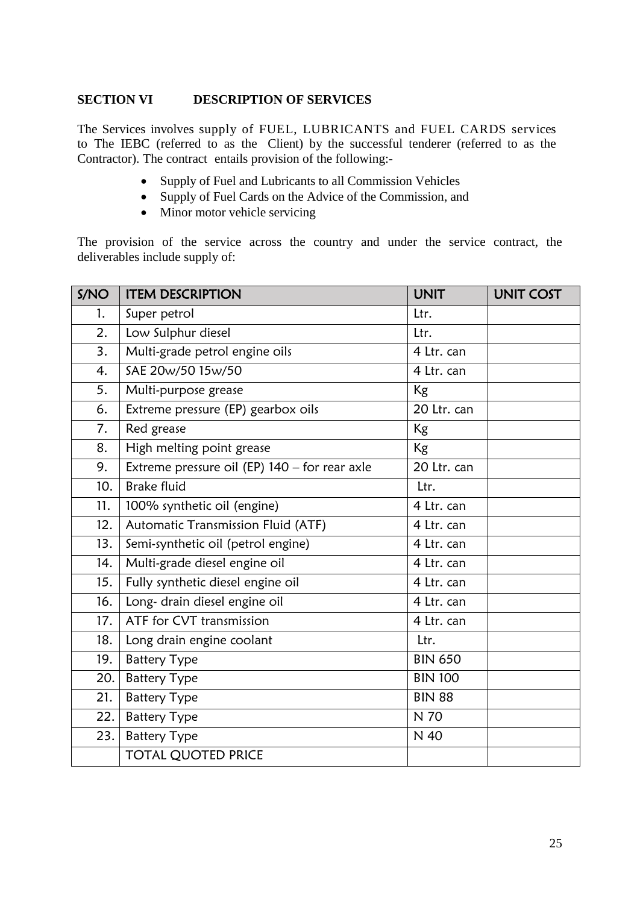## SECTION VI DESCRIPTION OF SERVICES

The Services involves supply of FUEL, LUBRICANTS and FUEL CARDS services to The IEBC (referred to as the Client) by the successful tenderer (referred to as the Contractor). The contract entails provision of the following:-

- Supply of Fuel and Lubricants to all Commission Vehicles
- Supply of Fuel Cards on the Advice of the Commission, and
- Minor motor vehicle servicing

The provision of the service across the country and under the service contract, the deliverables include supply of:

| S/NO | ITEM DESCRIPTION | UNIT | UNIT COST |
|---|---|---|---|
| 1. | Super petrol | Ltr. | |
| 2. | Low Sulphur diesel | Ltr. | |
| 3. | Multi-grade petrol engine oils | 4 Ltr. can | |
| 4. | SAE 20w/50 15w/50 | 4 Ltr. can | |
| 5. | Multi-purpose grease | Kg | |
| 6. | Extreme pressure (EP) gearbox oils | 20 Ltr. can | |
| 7. | Red grease | Kg | |
| 8. | High melting point grease | Kg | |
| 9. | Extreme pressure oil (EP) 140 – for rear axle | 20 Ltr. can | |
| 10. | Brake fluid | Ltr. | |
| 11. | 100% synthetic oil (engine) | 4 Ltr. can | |
| 12. | Automatic Transmission Fluid (ATF) | 4 Ltr. can | |
| 13. | Semi-synthetic oil (petrol engine) | 4 Ltr. can | |
| 14. | Multi-grade diesel engine oil | 4 Ltr. can | |
| 15. | Fully synthetic diesel engine oil | 4 Ltr. can | |
| 16. | Long- drain diesel engine oil | 4 Ltr. can | |
| 17. | ATF for CVT transmission | 4 Ltr. can | |
| 18. | Long drain engine coolant | Ltr. | |
| 19. | Battery Type | BIN 650 | |
| 20. | Battery Type | BIN 100 | |
| 21. | Battery Type | BIN 88 | |
| 22. | Battery Type | N 70 | |
| 23. | Battery Type | N 40 | |
| | TOTAL QUOTED PRICE | | |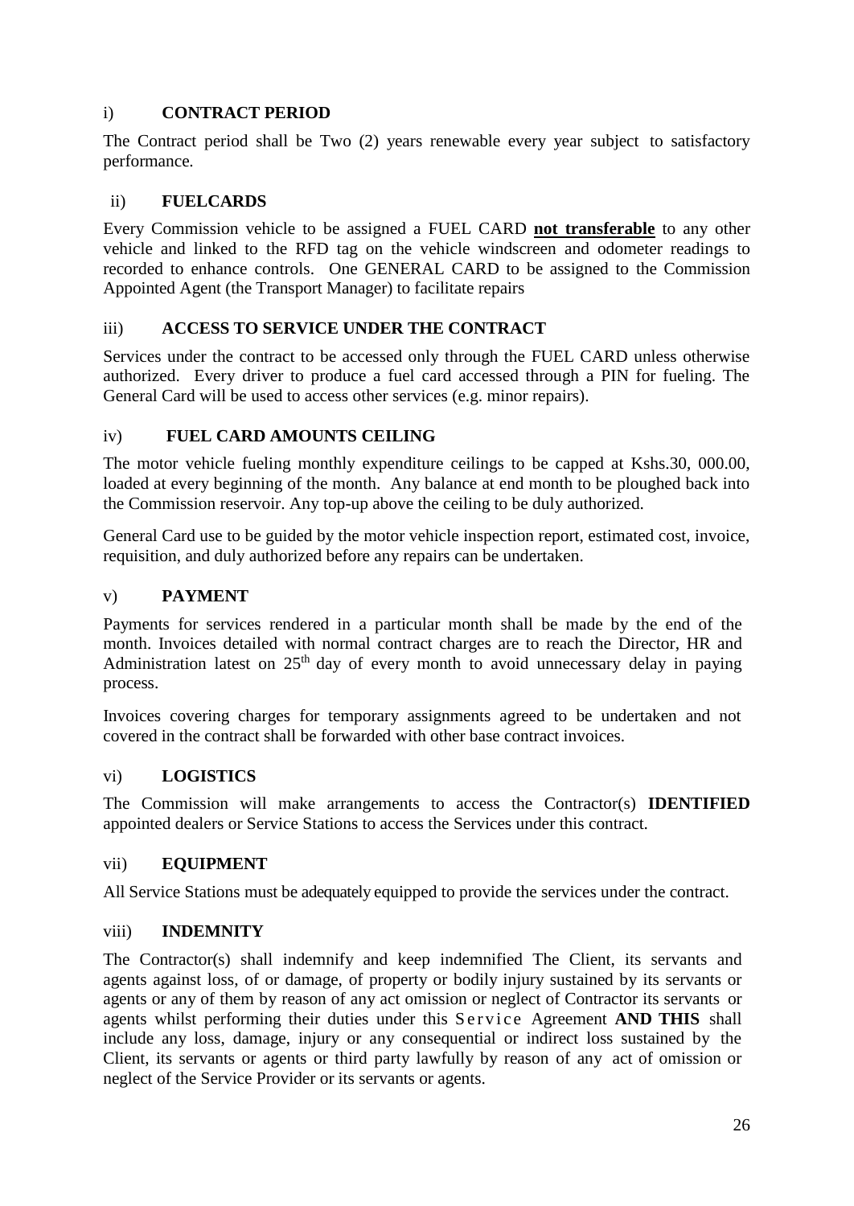### i) **CONTRACT PERIOD**

The Contract period shall be Two (2) years renewable every year subject to satisfactory performance.

### ii) **FUELCARDS**

Every Commission vehicle to be assigned a FUEL CARD **not transferable** to any other vehicle and linked to the RFD tag on the vehicle windscreen and odometer readings to recorded to enhance controls. One GENERAL CARD to be assigned to the Commission Appointed Agent (the Transport Manager) to facilitate repairs

### iii) **ACCESS TO SERVICE UNDER THE CONTRACT**

Services under the contract to be accessed only through the FUEL CARD unless otherwise authorized. Every driver to produce a fuel card accessed through a PIN for fueling. The General Card will be used to access other services (e.g. minor repairs).

### iv) **FUEL CARD AMOUNTS CEILING**

The motor vehicle fueling monthly expenditure ceilings to be capped at Kshs.30, 000.00, loaded at every beginning of the month. Any balance at end month to be ploughed back into the Commission reservoir. Any top-up above the ceiling to be duly authorized.

General Card use to be guided by the motor vehicle inspection report, estimated cost, invoice, requisition, and duly authorized before any repairs can be undertaken.

### v) **PAYMENT**

Payments for services rendered in a particular month shall be made by the end of the month. Invoices detailed with normal contract charges are to reach the Director, HR and Administration latest on 25th day of every month to avoid unnecessary delay in paying process.

Invoices covering charges for temporary assignments agreed to be undertaken and not covered in the contract shall be forwarded with other base contract invoices.

### vi) **LOGISTICS**

The Commission will make arrangements to access the Contractor(s) **IDENTIFIED** appointed dealers or Service Stations to access the Services under this contract.

### vii) **EQUIPMENT**

All Service Stations must be adequately equipped to provide the services under the contract.

### viii) **INDEMNITY**

The Contractor(s) shall indemnify and keep indemnified The Client, its servants and agents against loss, of or damage, of property or bodily injury sustained by its servants or agents or any of them by reason of any act omission or neglect of Contractor its servants or agents whilst performing their duties under this Service Agreement **AND THIS** shall include any loss, damage, injury or any consequential or indirect loss sustained by the Client, its servants or agents or third party lawfully by reason of any act of omission or neglect of the Service Provider or its servants or agents.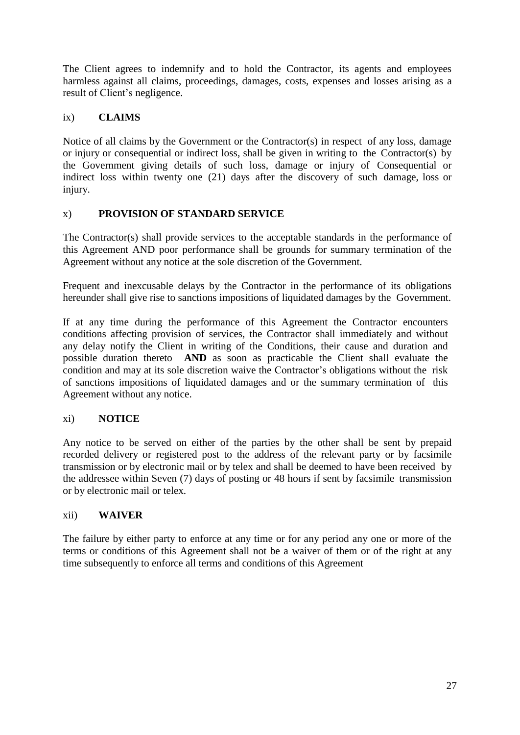The Client agrees to indemnify and to hold the Contractor, its agents and employees harmless against all claims, proceedings, damages, costs, expenses and losses arising as a result of Client's negligence.

ix) **CLAIMS**

Notice of all claims by the Government or the Contractor(s) in respect of any loss, damage or injury or consequential or indirect loss, shall be given in writing to the Contractor(s) by the Government giving details of such loss, damage or injury of Consequential or indirect loss within twenty one (21) days after the discovery of such damage, loss or injury.

x) **PROVISION OF STANDARD SERVICE**

The Contractor(s) shall provide services to the acceptable standards in the performance of this Agreement AND poor performance shall be grounds for summary termination of the Agreement without any notice at the sole discretion of the Government.

Frequent and inexcusable delays by the Contractor in the performance of its obligations hereunder shall give rise to sanctions impositions of liquidated damages by the Government.

If at any time during the performance of this Agreement the Contractor encounters conditions affecting provision of services, the Contractor shall immediately and without any delay notify the Client in writing of the Conditions, their cause and duration and possible duration thereto **AND** as soon as practicable the Client shall evaluate the condition and may at its sole discretion waive the Contractor's obligations without the risk of sanctions impositions of liquidated damages and or the summary termination of this Agreement without any notice.

xi) **NOTICE**

Any notice to be served on either of the parties by the other shall be sent by prepaid recorded delivery or registered post to the address of the relevant party or by facsimile transmission or by electronic mail or by telex and shall be deemed to have been received by the addressee within Seven (7) days of posting or 48 hours if sent by facsimile transmission or by electronic mail or telex.

xii) **WAIVER**

The failure by either party to enforce at any time or for any period any one or more of the terms or conditions of this Agreement shall not be a waiver of them or of the right at any time subsequently to enforce all terms and conditions of this Agreement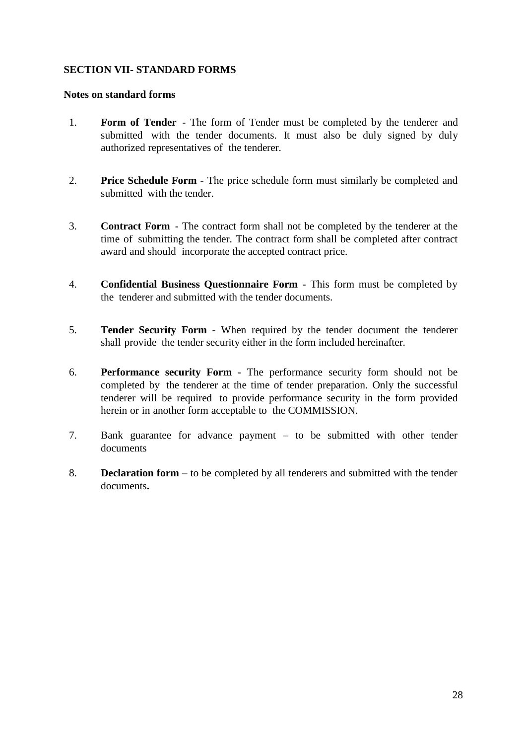**SECTION VII- STANDARD FORMS**

**Notes on standard forms**

1. **Form of Tender** - The form of Tender must be completed by the tenderer and submitted with the tender documents. It must also be duly signed by duly authorized representatives of the tenderer.

2. **Price Schedule Form** - The price schedule form must similarly be completed and submitted with the tender.

3. **Contract Form** - The contract form shall not be completed by the tenderer at the time of submitting the tender. The contract form shall be completed after contract award and should incorporate the accepted contract price.

4. **Confidential Business Questionnaire Form** - This form must be completed by the tenderer and submitted with the tender documents.

5. **Tender Security Form** - When required by the tender document the tenderer shall provide the tender security either in the form included hereinafter.

6. **Performance security Form** - The performance security form should not be completed by the tenderer at the time of tender preparation. Only the successful tenderer will be required to provide performance security in the form provided herein or in another form acceptable to the COMMISSION.

7. Bank guarantee for advance payment – to be submitted with other tender documents

8. **Declaration form** – to be completed by all tenderers and submitted with the tender documents**.**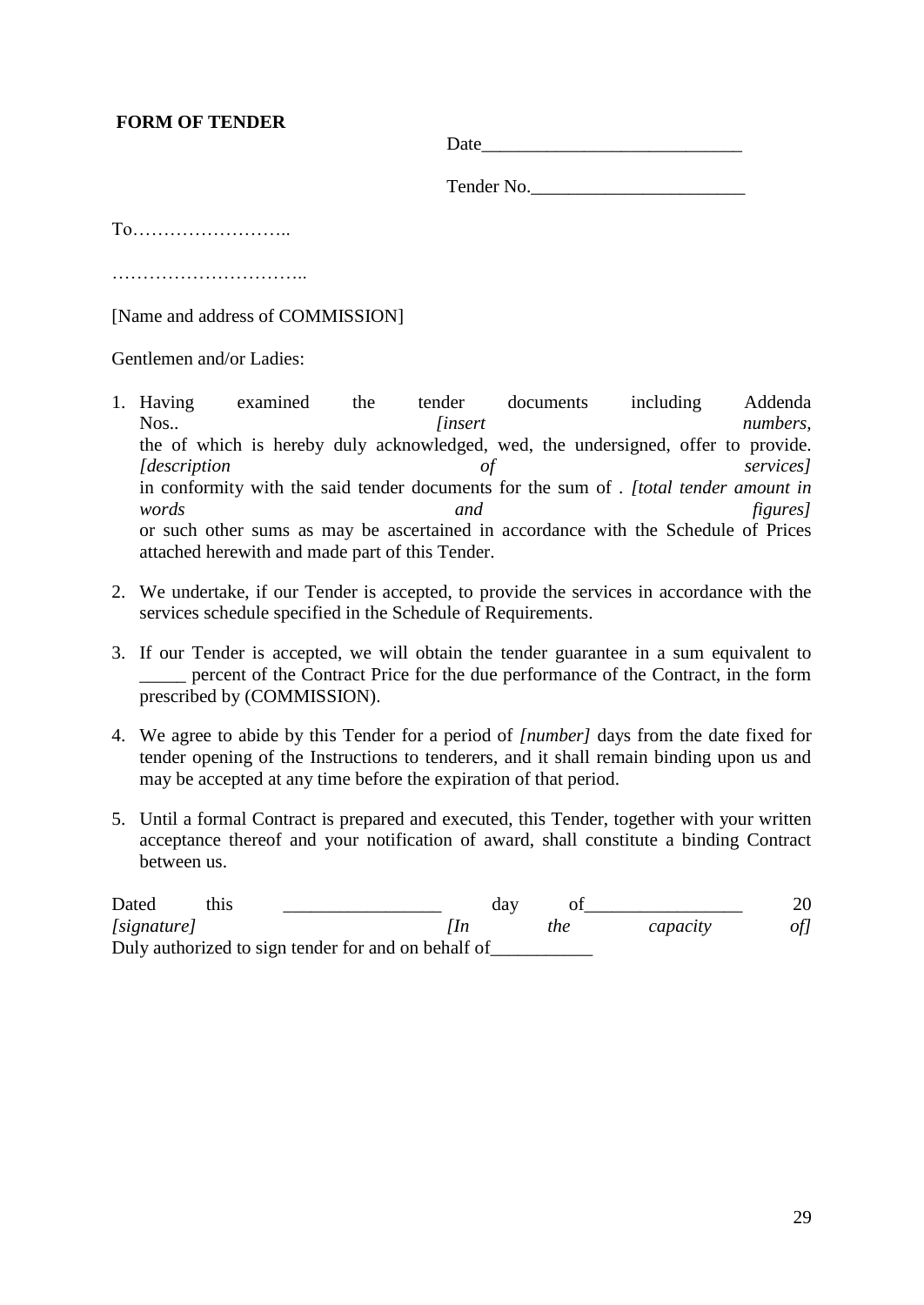**FORM OF TENDER**

Date____________________________

Tender No._______________________

To……………………..

…………………………..

[Name and address of COMMISSION]

Gentlemen and/or Ladies:

1. Having examined the tender documents including Addenda Nos.. *[insert numbers,* the of which is hereby duly acknowledged, wed, the undersigned, offer to provide. *[description of services]* in conformity with the said tender documents for the sum of . *[total tender amount in words and figures]* or such other sums as may be ascertained in accordance with the Schedule of Prices attached herewith and made part of this Tender.

2. We undertake, if our Tender is accepted, to provide the services in accordance with the services schedule specified in the Schedule of Requirements.

3. If our Tender is accepted, we will obtain the tender guarantee in a sum equivalent to _____ percent of the Contract Price for the due performance of the Contract, in the form prescribed by (COMMISSION).

4. We agree to abide by this Tender for a period of *[number]* days from the date fixed for tender opening of the Instructions to tenderers, and it shall remain binding upon us and may be accepted at any time before the expiration of that period.

5. Until a formal Contract is prepared and executed, this Tender, together with your written acceptance thereof and your notification of award, shall constitute a binding Contract between us.

Dated this _________________ day of_________________ 20
*[signature]* *[In the capacity of]*
Duly authorized to sign tender for and on behalf of___________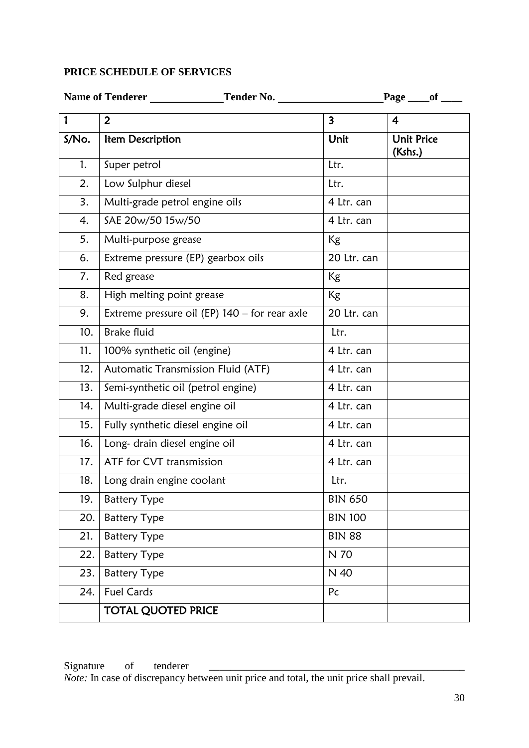**PRICE SCHEDULE OF SERVICES**

**Name of Tenderer \_\_\_\_\_\_\_\_\_\_\_\_\_\_ Tender No. \_\_\_\_\_\_\_\_\_\_\_\_\_\_\_\_\_\_\_\_ Page \_\_\_\_of \_\_\_\_**

| 1 | 2 | 3 | 4 |
|---|---|---|---|
| S/No. | Item Description | Unit | Unit Price (Kshs.) |
| 1. | Super petrol | Ltr. | |
| 2. | Low Sulphur diesel | Ltr. | |
| 3. | Multi-grade petrol engine oils | 4 Ltr. can | |
| 4. | SAE 20w/50 15w/50 | 4 Ltr. can | |
| 5. | Multi-purpose grease | Kg | |
| 6. | Extreme pressure (EP) gearbox oils | 20 Ltr. can | |
| 7. | Red grease | Kg | |
| 8. | High melting point grease | Kg | |
| 9. | Extreme pressure oil (EP) 140 – for rear axle | 20 Ltr. can | |
| 10. | Brake fluid | Ltr. | |
| 11. | 100% synthetic oil (engine) | 4 Ltr. can | |
| 12. | Automatic Transmission Fluid (ATF) | 4 Ltr. can | |
| 13. | Semi-synthetic oil (petrol engine) | 4 Ltr. can | |
| 14. | Multi-grade diesel engine oil | 4 Ltr. can | |
| 15. | Fully synthetic diesel engine oil | 4 Ltr. can | |
| 16. | Long- drain diesel engine oil | 4 Ltr. can | |
| 17. | ATF for CVT transmission | 4 Ltr. can | |
| 18. | Long drain engine coolant | Ltr. | |
| 19. | Battery Type | BIN 650 | |
| 20. | Battery Type | BIN 100 | |
| 21. | Battery Type | BIN 88 | |
| 22. | Battery Type | N 70 | |
| 23. | Battery Type | N 40 | |
| 24. | Fuel Cards | Pc | |
| | TOTAL QUOTED PRICE | | |

Signature of tenderer \_\_\_\_\_\_\_\_\_\_\_\_\_\_\_\_\_\_\_\_\_\_\_\_\_\_\_\_\_\_\_\_\_\_\_\_\_\_\_\_\_\_\_\_\_\_\_\_

*Note:* In case of discrepancy between unit price and total, the unit price shall prevail.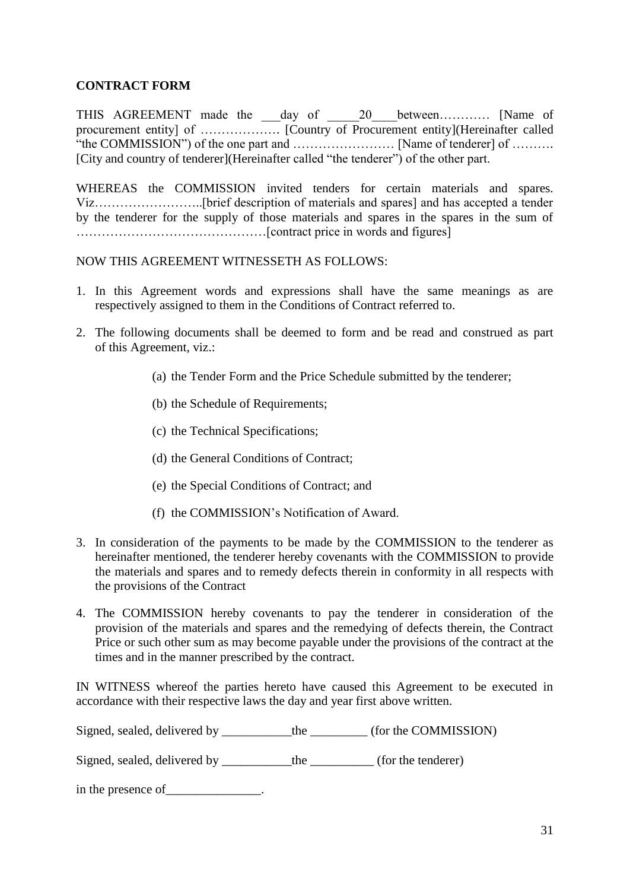**CONTRACT FORM**

THIS AGREEMENT made the ___day of _____20____between………… [Name of procurement entity] of ………………. [Country of Procurement entity](Hereinafter called "the COMMISSION") of the one part and …………………… [Name of tenderer] of ………. [City and country of tenderer](Hereinafter called "the tenderer") of the other part.

WHEREAS the COMMISSION invited tenders for certain materials and spares. Viz……………………..[brief description of materials and spares] and has accepted a tender by the tenderer for the supply of those materials and spares in the spares in the sum of ………………………………………[contract price in words and figures]

NOW THIS AGREEMENT WITNESSETH AS FOLLOWS:

1. In this Agreement words and expressions shall have the same meanings as are respectively assigned to them in the Conditions of Contract referred to.
2. The following documents shall be deemed to form and be read and construed as part of this Agreement, viz.:
   (a) the Tender Form and the Price Schedule submitted by the tenderer;
   (b) the Schedule of Requirements;
   (c) the Technical Specifications;
   (d) the General Conditions of Contract;
   (e) the Special Conditions of Contract; and
   (f) the COMMISSION's Notification of Award.
3. In consideration of the payments to be made by the COMMISSION to the tenderer as hereinafter mentioned, the tenderer hereby covenants with the COMMISSION to provide the materials and spares and to remedy defects therein in conformity in all respects with the provisions of the Contract
4. The COMMISSION hereby covenants to pay the tenderer in consideration of the provision of the materials and spares and the remedying of defects therein, the Contract Price or such other sum as may become payable under the provisions of the contract at the times and in the manner prescribed by the contract.

IN WITNESS whereof the parties hereto have caused this Agreement to be executed in accordance with their respective laws the day and year first above written.

Signed, sealed, delivered by ___________the _________ (for the COMMISSION)

Signed, sealed, delivered by ___________the __________ (for the tenderer)

in the presence of_______________.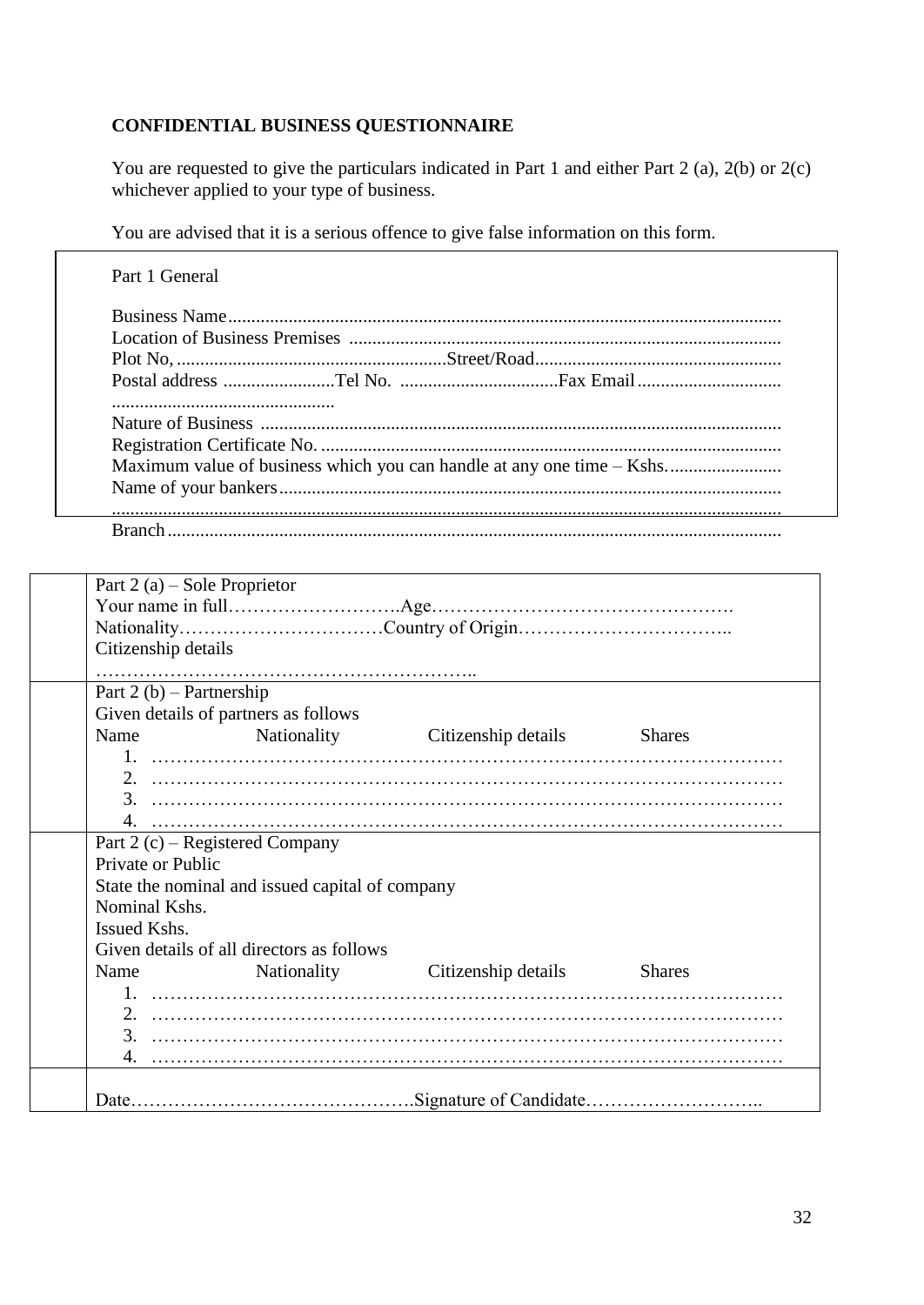**CONFIDENTIAL BUSINESS QUESTIONNAIRE**

You are requested to give the particulars indicated in Part 1 and either Part 2 (a), 2(b) or 2(c) whichever applied to your type of business.

You are advised that it is a serious offence to give false information on this form.

Part 1 General

Business Name.....................................................................................................................

Location of Business Premises ............................................................................................

Plot No, ..........................................................Street/Road.....................................................

Postal address ........................Tel No. ..................................Fax Email...............................

................................................

Nature of Business ..............................................................................................................

Registration Certificate No. ..................................................................................................

Maximum value of business which you can handle at any one time – Kshs.........................

Name of your bankers...........................................................................................................

.............................................................................................................................................

Branch...................................................................................................................................

Part 2 (a) – Sole Proprietor

Your name in full……………………….Age………………………………………….

Nationality……………………………Country of Origin……………………………..

Citizenship details

……………………………………………………..

Part 2 (b) – Partnership

Given details of partners as follows

| Name | Nationality | Citizenship details | Shares |
|---|---|---|---|
| 1. ……… | | | |
| 2. ……… | | | |
| 3. ……… | | | |
| 4. ……… | | | |

Part 2 (c) – Registered Company

Private or Public

State the nominal and issued capital of company

Nominal Kshs.

Issued Kshs.

Given details of all directors as follows

| Name | Nationality | Citizenship details | Shares |
|---|---|---|---|
| 1. ……… | | | |
| 2. ……… | | | |
| 3. ……… | | | |
| 4. ……… | | | |

Date……………………………………….Signature of Candidate………………………..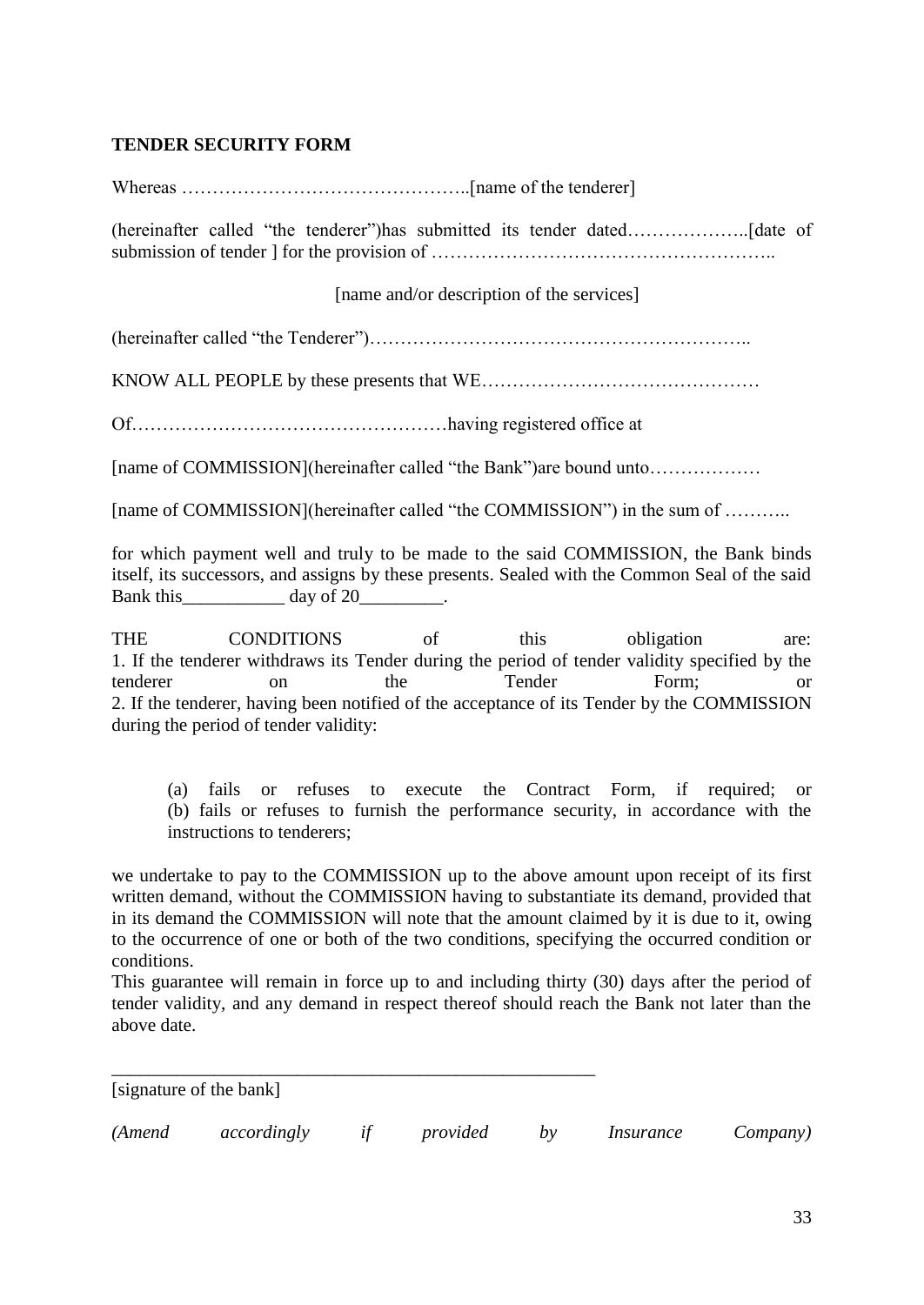**TENDER SECURITY FORM**

Whereas ………………………………………..[name of the tenderer]

(hereinafter called "the tenderer")has submitted its tender dated………………..[date of submission of tender ] for the provision of ………………………………………………..

[name and/or description of the services]

(hereinafter called "the Tenderer")……………………………………………………..

KNOW ALL PEOPLE by these presents that WE………………………………………

Of……………………………………………having registered office at

[name of COMMISSION](hereinafter called "the Bank")are bound unto………………

[name of COMMISSION](hereinafter called "the COMMISSION") in the sum of ………..

for which payment well and truly to be made to the said COMMISSION, the Bank binds itself, its successors, and assigns by these presents. Sealed with the Common Seal of the said Bank this___________ day of 20_________.

THE CONDITIONS of this obligation are:
1. If the tenderer withdraws its Tender during the period of tender validity specified by the tenderer on the Tender Form; or
2. If the tenderer, having been notified of the acceptance of its Tender by the COMMISSION during the period of tender validity:

(a) fails or refuses to execute the Contract Form, if required; or
(b) fails or refuses to furnish the performance security, in accordance with the instructions to tenderers;

we undertake to pay to the COMMISSION up to the above amount upon receipt of its first written demand, without the COMMISSION having to substantiate its demand, provided that in its demand the COMMISSION will note that the amount claimed by it is due to it, owing to the occurrence of one or both of the two conditions, specifying the occurred condition or conditions.
This guarantee will remain in force up to and including thirty (30) days after the period of tender validity, and any demand in respect thereof should reach the Bank not later than the above date.

_____________________________________________________
[signature of the bank]

*(Amend accordingly if provided by Insurance Company)*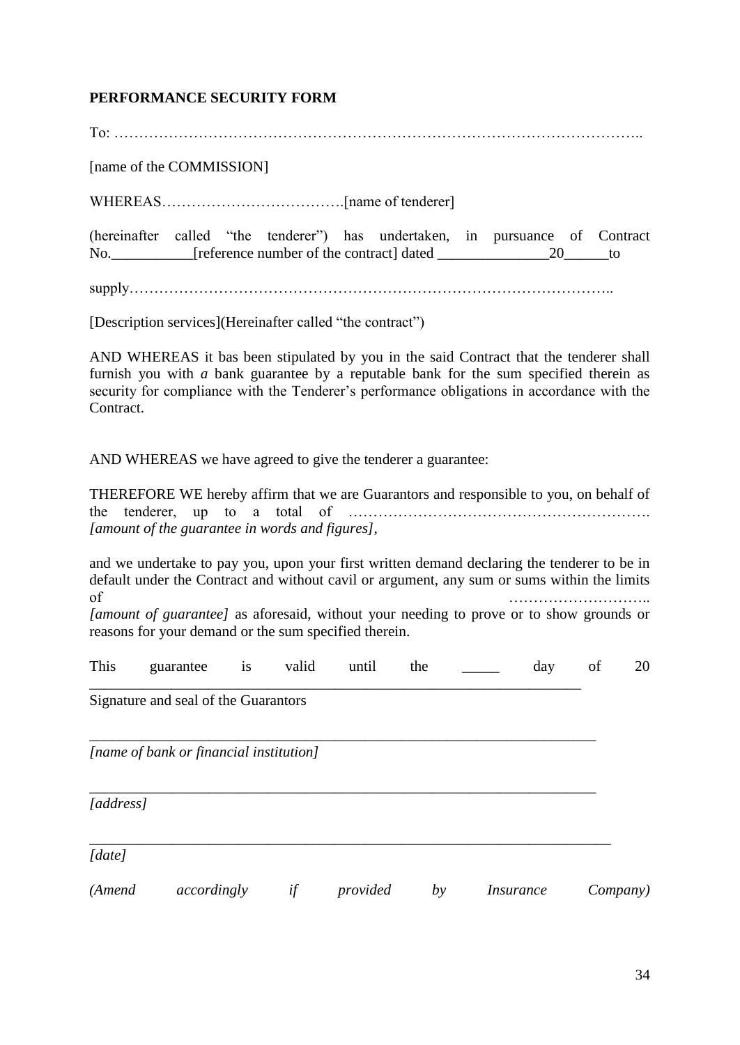**PERFORMANCE SECURITY FORM**

To: …………………………………………………………………………………………..

[name of the COMMISSION]

WHEREAS……………………………….[name of tenderer]

(hereinafter called "the tenderer") has undertaken, in pursuance of Contract No.___________[reference number of the contract] dated _______________20______to

supply……………………………………………………………………………………..

[Description services](Hereinafter called "the contract")

AND WHEREAS it bas been stipulated by you in the said Contract that the tenderer shall furnish you with *a* bank guarantee by a reputable bank for the sum specified therein as security for compliance with the Tenderer's performance obligations in accordance with the Contract.

AND WHEREAS we have agreed to give the tenderer a guarantee:

THEREFORE WE hereby affirm that we are Guarantors and responsible to you, on behalf of the tenderer, up to a total of ……………………………………………………. *[amount of the guarantee in words and figures]*,

and we undertake to pay you, upon your first written demand declaring the tenderer to be in default under the Contract and without cavil or argument, any sum or sums within the limits of ……………………….. *[amount of guarantee]* as aforesaid, without your needing to prove or to show grounds or reasons for your demand or the sum specified therein.

This guarantee is valid until the _____ day of 20 _________________________________________________________________

Signature and seal of the Guarantors

_________________________________________________________________

*[name of bank or financial institution]*

_________________________________________________________________

*[address]*

_________________________________________________________________

*[date]*

*(Amend accordingly if provided by Insurance Company)*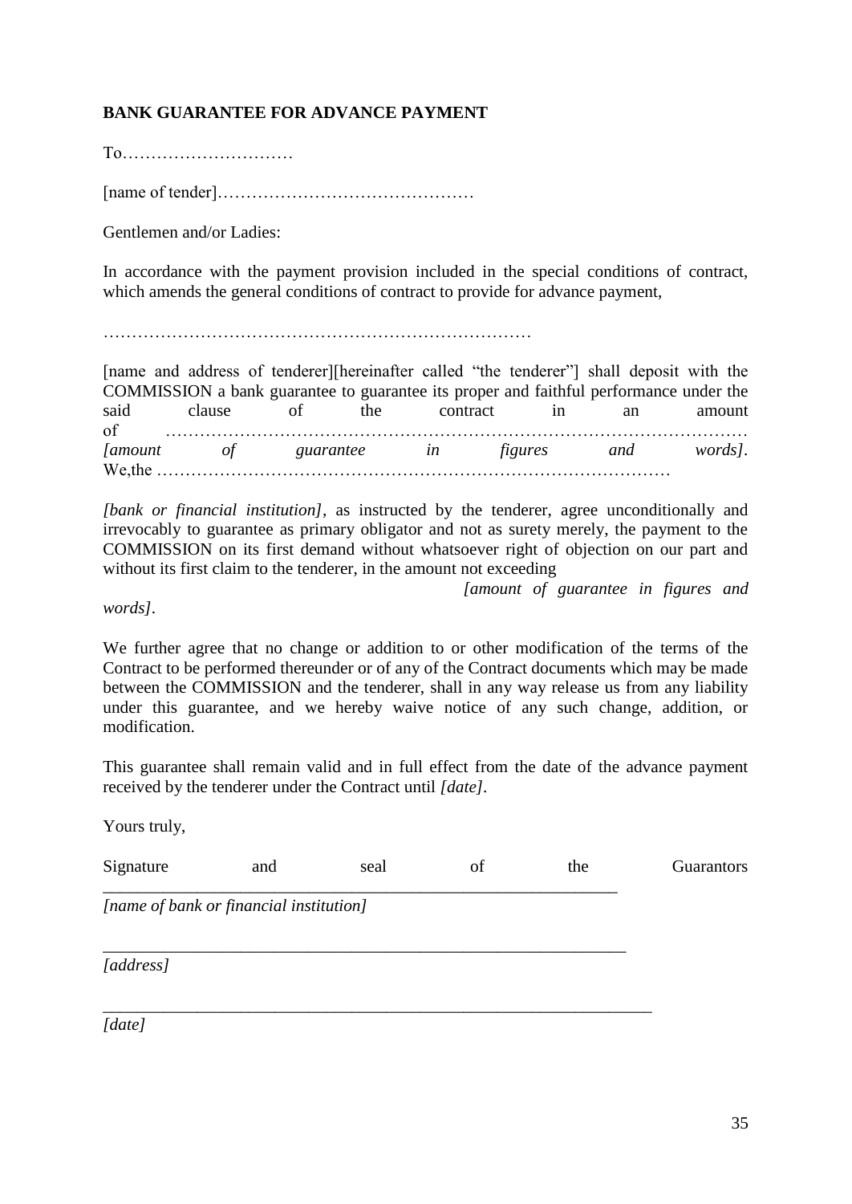**BANK GUARANTEE FOR ADVANCE PAYMENT**

To…………………………

[name of tender]………………………………………

Gentlemen and/or Ladies:

In accordance with the payment provision included in the special conditions of contract, which amends the general conditions of contract to provide for advance payment,

…………………………………………………………………

[name and address of tenderer][hereinafter called "the tenderer"] shall deposit with the COMMISSION a bank guarantee to guarantee its proper and faithful performance under the said clause of the contract in an amount of ……………………………………………………………………………………… *[amount of guarantee in figures and words]*. We,the ………………………………………………………………………………

*[bank or financial institution]*, as instructed by the tenderer, agree unconditionally and irrevocably to guarantee as primary obligator and not as surety merely, the payment to the COMMISSION on its first demand without whatsoever right of objection on our part and without its first claim to the tenderer, in the amount not exceeding *[amount of guarantee in figures and words]*.

We further agree that no change or addition to or other modification of the terms of the Contract to be performed thereunder or of any of the Contract documents which may be made between the COMMISSION and the tenderer, shall in any way release us from any liability under this guarantee, and we hereby waive notice of any such change, addition, or modification.

This guarantee shall remain valid and in full effect from the date of the advance payment received by the tenderer under the Contract until *[date]*.

Yours truly,

Signature and seal of the Guarantors
_____________________________________________________________

*[name of bank or financial institution]*

_____________________________________________________________

*[address]*

_____________________________________________________________

*[date]*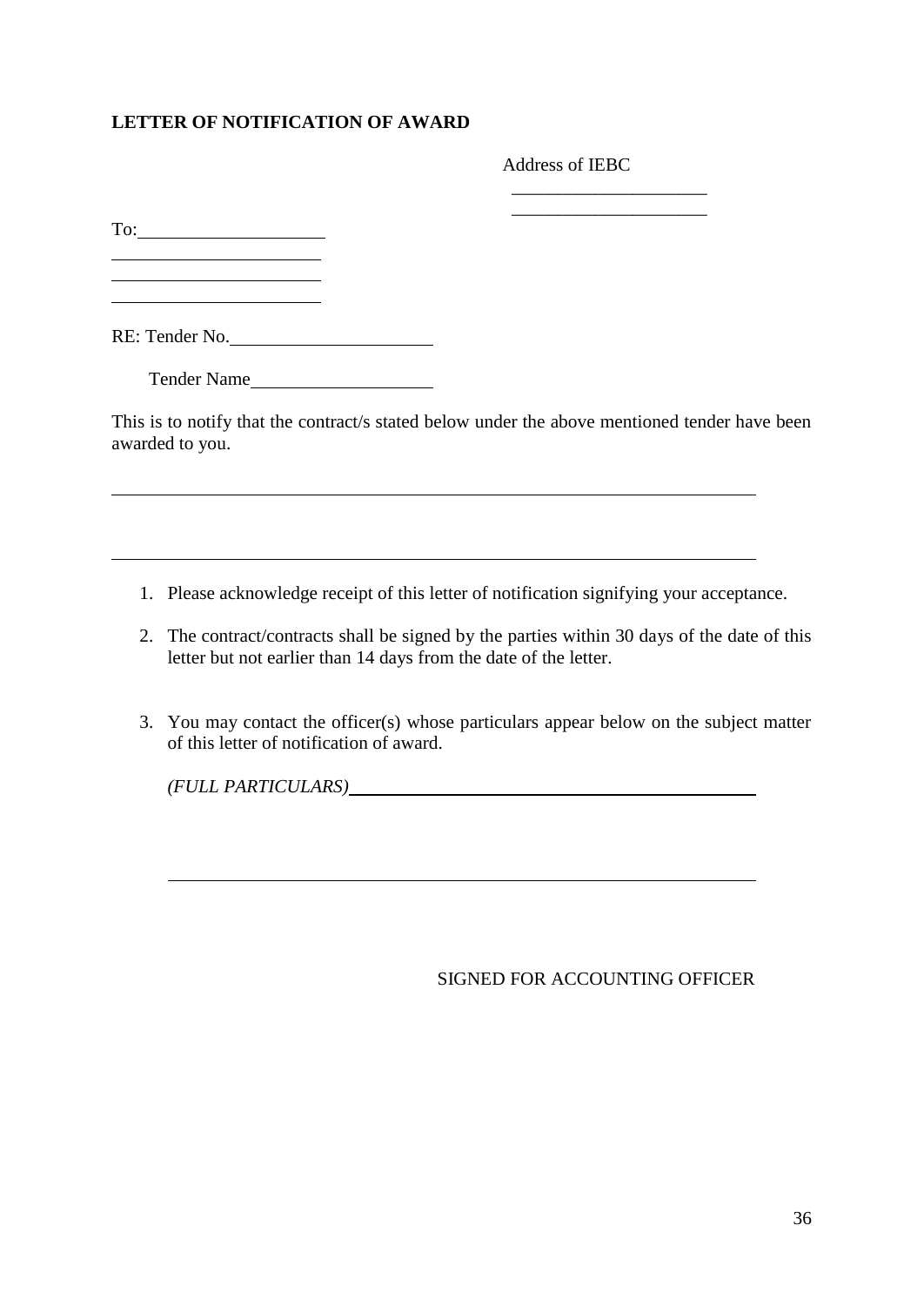**LETTER OF NOTIFICATION OF AWARD**

Address of IEBC

\_\_\_\_\_\_\_\_\_\_\_\_\_\_\_\_\_\_\_\_\_\_

\_\_\_\_\_\_\_\_\_\_\_\_\_\_\_\_\_\_\_\_\_\_

To: \_\_\_\_\_\_\_\_\_\_\_\_\_\_\_\_\_\_\_\_

\_\_\_\_\_\_\_\_\_\_\_\_\_\_\_\_\_\_\_\_\_\_

\_\_\_\_\_\_\_\_\_\_\_\_\_\_\_\_\_\_\_\_\_\_

\_\_\_\_\_\_\_\_\_\_\_\_\_\_\_\_\_\_\_\_\_\_

RE: Tender No. \_\_\_\_\_\_\_\_\_\_\_\_\_\_\_\_\_\_\_\_\_\_

Tender Name \_\_\_\_\_\_\_\_\_\_\_\_\_\_\_\_\_\_\_\_

This is to notify that the contract/s stated below under the above mentioned tender have been awarded to you.

\_\_\_\_\_\_\_\_\_\_\_\_\_\_\_\_\_\_\_\_\_\_\_\_\_\_\_\_\_\_\_\_\_\_\_\_\_\_\_\_\_\_\_\_\_\_\_\_\_\_\_\_\_\_\_\_\_\_\_\_\_\_\_\_\_\_\_\_\_\_

\_\_\_\_\_\_\_\_\_\_\_\_\_\_\_\_\_\_\_\_\_\_\_\_\_\_\_\_\_\_\_\_\_\_\_\_\_\_\_\_\_\_\_\_\_\_\_\_\_\_\_\_\_\_\_\_\_\_\_\_\_\_\_\_\_\_\_\_\_\_

1. Please acknowledge receipt of this letter of notification signifying your acceptance.
2. The contract/contracts shall be signed by the parties within 30 days of the date of this letter but not earlier than 14 days from the date of the letter.
3. You may contact the officer(s) whose particulars appear below on the subject matter of this letter of notification of award.

   *(FULL PARTICULARS)* \_\_\_\_\_\_\_\_\_\_\_\_\_\_\_\_\_\_\_\_\_\_\_\_\_\_\_\_\_\_\_\_\_\_\_\_\_\_\_\_\_\_\_\_\_\_

   \_\_\_\_\_\_\_\_\_\_\_\_\_\_\_\_\_\_\_\_\_\_\_\_\_\_\_\_\_\_\_\_\_\_\_\_\_\_\_\_\_\_\_\_\_\_\_\_\_\_\_\_\_\_\_\_\_\_\_\_\_\_\_\_

SIGNED FOR ACCOUNTING OFFICER